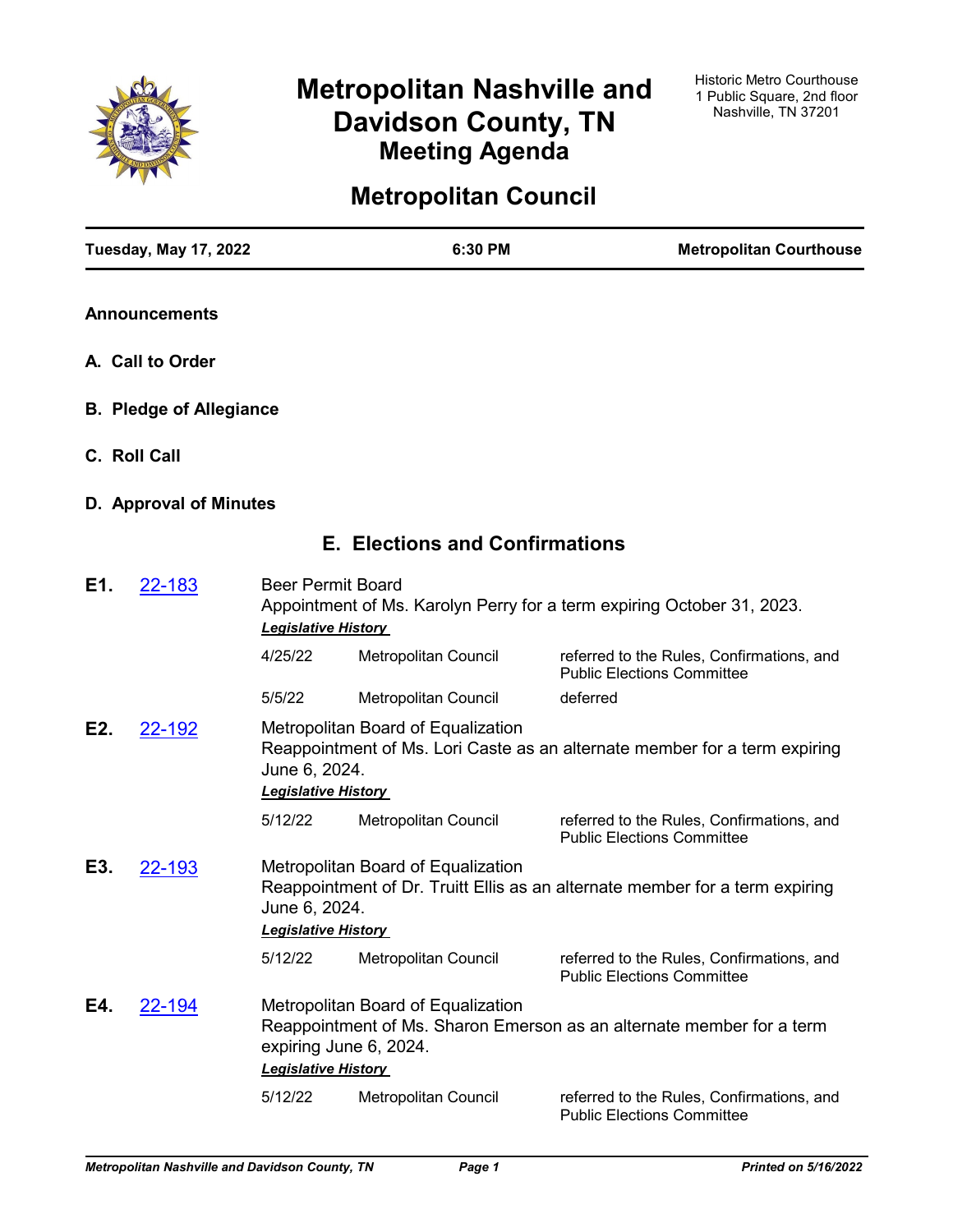# Metropolitan Nashville and Davidson County, TN
## Meeting Agenda

Historic Metro Courthouse
1 Public Square, 2nd floor
Nashville, TN 37201

# Metropolitan Council

**Tuesday, May 17, 2022** | **6:30 PM** | **Metropolitan Courthouse**

**Announcements**

**A. Call to Order**

**B. Pledge of Allegiance**

**C. Roll Call**

**D. Approval of Minutes**

## E. Elections and Confirmations

**E1.** [22-183]

Beer Permit Board
Appointment of Ms. Karolyn Perry for a term expiring October 31, 2023.

***Legislative History***

| Date | Body | Action |
|---|---|---|
| 4/25/22 | Metropolitan Council | referred to the Rules, Confirmations, and Public Elections Committee |
| 5/5/22 | Metropolitan Council | deferred |

**E2.** [22-192]

Metropolitan Board of Equalization
Reappointment of Ms. Lori Caste as an alternate member for a term expiring June 6, 2024.

***Legislative History***

| Date | Body | Action |
|---|---|---|
| 5/12/22 | Metropolitan Council | referred to the Rules, Confirmations, and Public Elections Committee |

**E3.** [22-193]

Metropolitan Board of Equalization
Reappointment of Dr. Truitt Ellis as an alternate member for a term expiring June 6, 2024.

***Legislative History***

| Date | Body | Action |
|---|---|---|
| 5/12/22 | Metropolitan Council | referred to the Rules, Confirmations, and Public Elections Committee |

**E4.** [22-194]

Metropolitan Board of Equalization
Reappointment of Ms. Sharon Emerson as an alternate member for a term expiring June 6, 2024.

***Legislative History***

| Date | Body | Action |
|---|---|---|
| 5/12/22 | Metropolitan Council | referred to the Rules, Confirmations, and Public Elections Committee |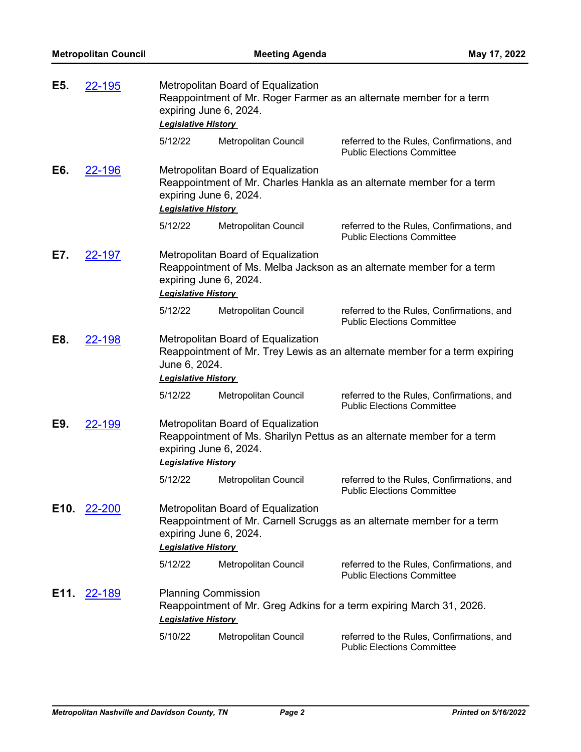**E5.** 22-195

Metropolitan Board of Equalization
Reappointment of Mr. Roger Farmer as an alternate member for a term expiring June 6, 2024.

***Legislative History***

| | | |
|---|---|---|
| 5/12/22 | Metropolitan Council | referred to the Rules, Confirmations, and Public Elections Committee |

**E6.** 22-196

Metropolitan Board of Equalization
Reappointment of Mr. Charles Hankla as an alternate member for a term expiring June 6, 2024.

***Legislative History***

| | | |
|---|---|---|
| 5/12/22 | Metropolitan Council | referred to the Rules, Confirmations, and Public Elections Committee |

**E7.** 22-197

Metropolitan Board of Equalization
Reappointment of Ms. Melba Jackson as an alternate member for a term expiring June 6, 2024.

***Legislative History***

| | | |
|---|---|---|
| 5/12/22 | Metropolitan Council | referred to the Rules, Confirmations, and Public Elections Committee |

**E8.** 22-198

Metropolitan Board of Equalization
Reappointment of Mr. Trey Lewis as an alternate member for a term expiring June 6, 2024.

***Legislative History***

| | | |
|---|---|---|
| 5/12/22 | Metropolitan Council | referred to the Rules, Confirmations, and Public Elections Committee |

**E9.** 22-199

Metropolitan Board of Equalization
Reappointment of Ms. Sharilyn Pettus as an alternate member for a term expiring June 6, 2024.

***Legislative History***

| | | |
|---|---|---|
| 5/12/22 | Metropolitan Council | referred to the Rules, Confirmations, and Public Elections Committee |

**E10.** 22-200

Metropolitan Board of Equalization
Reappointment of Mr. Carnell Scruggs as an alternate member for a term expiring June 6, 2024.

***Legislative History***

| | | |
|---|---|---|
| 5/12/22 | Metropolitan Council | referred to the Rules, Confirmations, and Public Elections Committee |

**E11.** 22-189

Planning Commission
Reappointment of Mr. Greg Adkins for a term expiring March 31, 2026.

***Legislative History***

| | | |
|---|---|---|
| 5/10/22 | Metropolitan Council | referred to the Rules, Confirmations, and Public Elections Committee |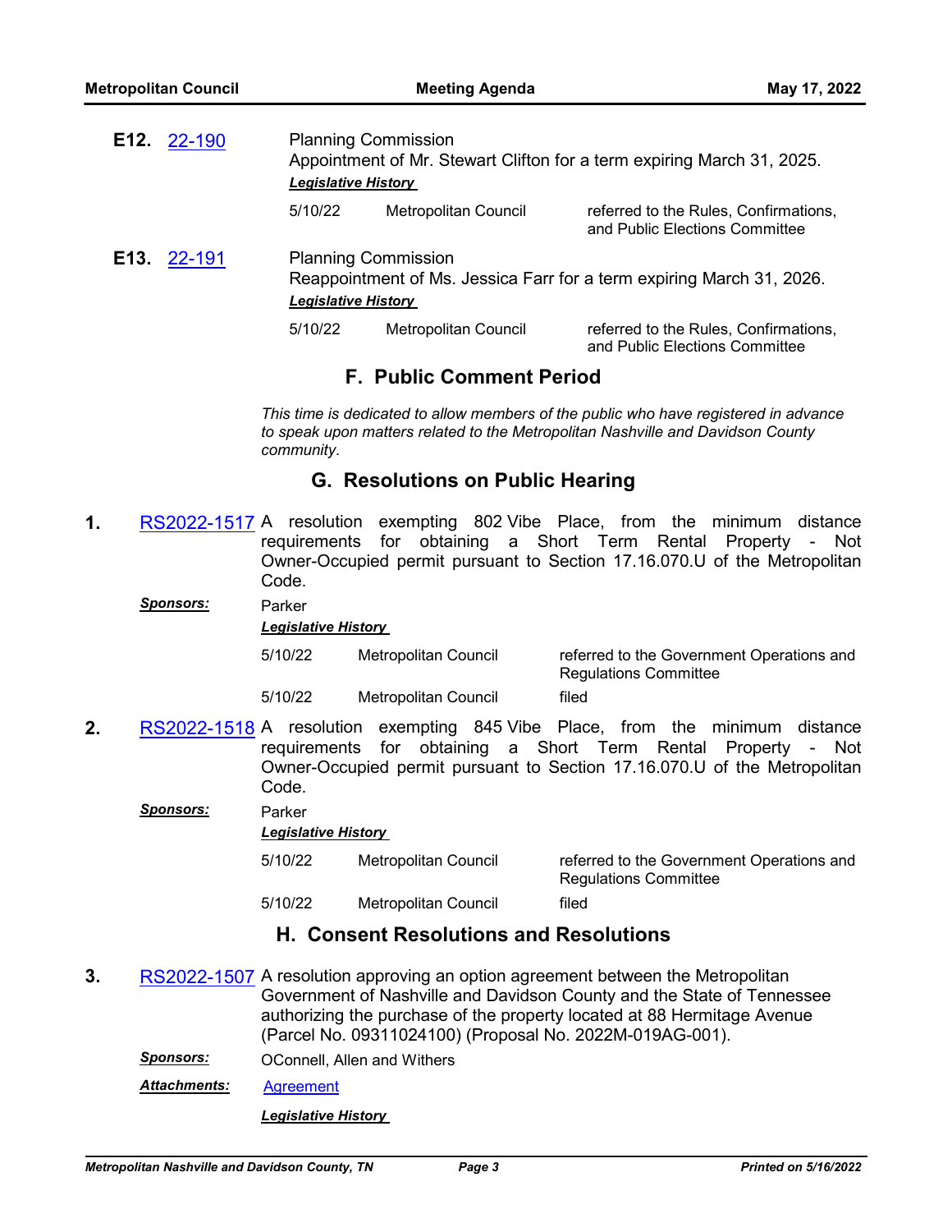**E12.** [22-190]

Planning Commission
Appointment of Mr. Stewart Clifton for a term expiring March 31, 2025.

***Legislative History***

| | | |
|---|---|---|
| 5/10/22 | Metropolitan Council | referred to the Rules, Confirmations, and Public Elections Committee |

**E13.** [22-191]

Planning Commission
Reappointment of Ms. Jessica Farr for a term expiring March 31, 2026.

***Legislative History***

| | | |
|---|---|---|
| 5/10/22 | Metropolitan Council | referred to the Rules, Confirmations, and Public Elections Committee |

## F. Public Comment Period

*This time is dedicated to allow members of the public who have registered in advance to speak upon matters related to the Metropolitan Nashville and Davidson County community.*

## G. Resolutions on Public Hearing

**1.** [RS2022-1517] A resolution exempting 802 Vibe Place, from the minimum distance requirements for obtaining a Short Term Rental Property - Not Owner-Occupied permit pursuant to Section 17.16.070.U of the Metropolitan Code.

***Sponsors:*** Parker

***Legislative History***

| | | |
|---|---|---|
| 5/10/22 | Metropolitan Council | referred to the Government Operations and Regulations Committee |
| 5/10/22 | Metropolitan Council | filed |

**2.** [RS2022-1518] A resolution exempting 845 Vibe Place, from the minimum distance requirements for obtaining a Short Term Rental Property - Not Owner-Occupied permit pursuant to Section 17.16.070.U of the Metropolitan Code.

***Sponsors:*** Parker

***Legislative History***

| | | |
|---|---|---|
| 5/10/22 | Metropolitan Council | referred to the Government Operations and Regulations Committee |
| 5/10/22 | Metropolitan Council | filed |

## H. Consent Resolutions and Resolutions

**3.** [RS2022-1507] A resolution approving an option agreement between the Metropolitan Government of Nashville and Davidson County and the State of Tennessee authorizing the purchase of the property located at 88 Hermitage Avenue (Parcel No. 09311024100) (Proposal No. 2022M-019AG-001).

***Sponsors:*** OConnell, Allen and Withers

***Attachments:*** [Agreement]

***Legislative History***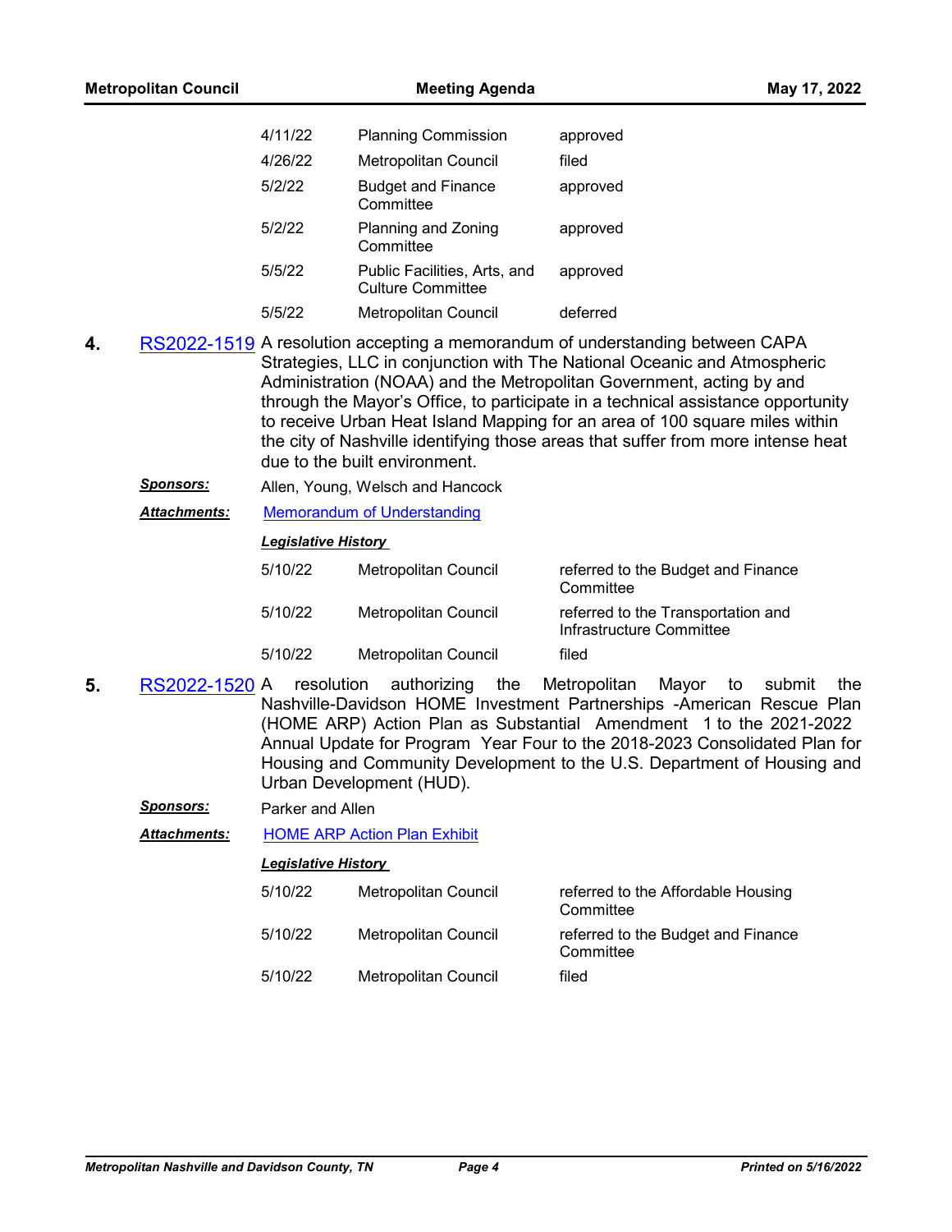| | | |
|---|---|---|
| 4/11/22 | Planning Commission | approved |
| 4/26/22 | Metropolitan Council | filed |
| 5/2/22 | Budget and Finance Committee | approved |
| 5/2/22 | Planning and Zoning Committee | approved |
| 5/5/22 | Public Facilities, Arts, and Culture Committee | approved |
| 5/5/22 | Metropolitan Council | deferred |

**4.** RS2022-1519 A resolution accepting a memorandum of understanding between CAPA Strategies, LLC in conjunction with The National Oceanic and Atmospheric Administration (NOAA) and the Metropolitan Government, acting by and through the Mayor's Office, to participate in a technical assistance opportunity to receive Urban Heat Island Mapping for an area of 100 square miles within the city of Nashville identifying those areas that suffer from more intense heat due to the built environment.

***Sponsors:*** Allen, Young, Welsch and Hancock

***Attachments:*** Memorandum of Understanding

***Legislative History***

| | | |
|---|---|---|
| 5/10/22 | Metropolitan Council | referred to the Budget and Finance Committee |
| 5/10/22 | Metropolitan Council | referred to the Transportation and Infrastructure Committee |
| 5/10/22 | Metropolitan Council | filed |

**5.** RS2022-1520 A resolution authorizing the Metropolitan Mayor to submit the Nashville-Davidson HOME Investment Partnerships -American Rescue Plan (HOME ARP) Action Plan as Substantial Amendment 1 to the 2021-2022 Annual Update for Program Year Four to the 2018-2023 Consolidated Plan for Housing and Community Development to the U.S. Department of Housing and Urban Development (HUD).

***Sponsors:*** Parker and Allen

***Attachments:*** HOME ARP Action Plan Exhibit

***Legislative History***

| | | |
|---|---|---|
| 5/10/22 | Metropolitan Council | referred to the Affordable Housing Committee |
| 5/10/22 | Metropolitan Council | referred to the Budget and Finance Committee |
| 5/10/22 | Metropolitan Council | filed |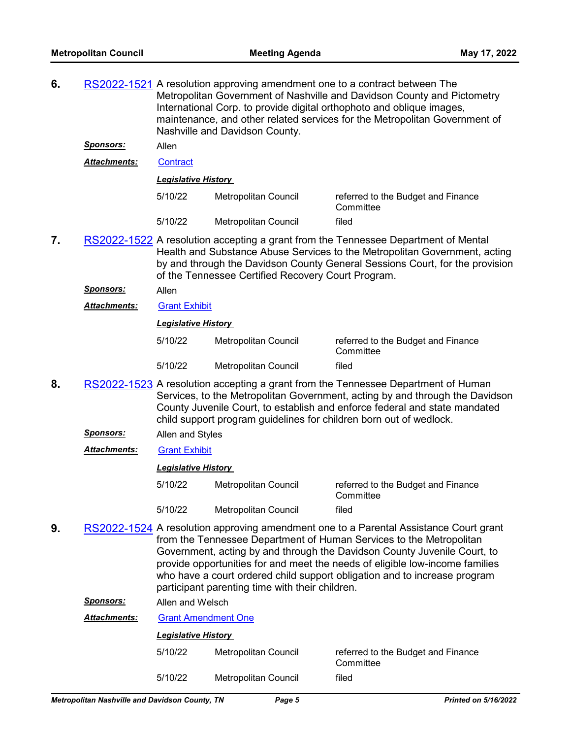**6.** RS2022-1521 A resolution approving amendment one to a contract between The Metropolitan Government of Nashville and Davidson County and Pictometry International Corp. to provide digital orthophoto and oblique images, maintenance, and other related services for the Metropolitan Government of Nashville and Davidson County.

***Sponsors:*** Allen

***Attachments:*** Contract

***Legislative History***

| | | |
|---|---|---|
| 5/10/22 | Metropolitan Council | referred to the Budget and Finance Committee |
| 5/10/22 | Metropolitan Council | filed |

**7.** RS2022-1522 A resolution accepting a grant from the Tennessee Department of Mental Health and Substance Abuse Services to the Metropolitan Government, acting by and through the Davidson County General Sessions Court, for the provision of the Tennessee Certified Recovery Court Program.

***Sponsors:*** Allen

***Attachments:*** Grant Exhibit

***Legislative History***

| | | |
|---|---|---|
| 5/10/22 | Metropolitan Council | referred to the Budget and Finance Committee |
| 5/10/22 | Metropolitan Council | filed |

**8.** RS2022-1523 A resolution accepting a grant from the Tennessee Department of Human Services, to the Metropolitan Government, acting by and through the Davidson County Juvenile Court, to establish and enforce federal and state mandated child support program guidelines for children born out of wedlock.

***Sponsors:*** Allen and Styles

***Attachments:*** Grant Exhibit

***Legislative History***

| | | |
|---|---|---|
| 5/10/22 | Metropolitan Council | referred to the Budget and Finance Committee |
| 5/10/22 | Metropolitan Council | filed |

**9.** RS2022-1524 A resolution approving amendment one to a Parental Assistance Court grant from the Tennessee Department of Human Services to the Metropolitan Government, acting by and through the Davidson County Juvenile Court, to provide opportunities for and meet the needs of eligible low-income families who have a court ordered child support obligation and to increase program participant parenting time with their children.

***Sponsors:*** Allen and Welsch

***Attachments:*** Grant Amendment One

***Legislative History***

| | | |
|---|---|---|
| 5/10/22 | Metropolitan Council | referred to the Budget and Finance Committee |
| 5/10/22 | Metropolitan Council | filed |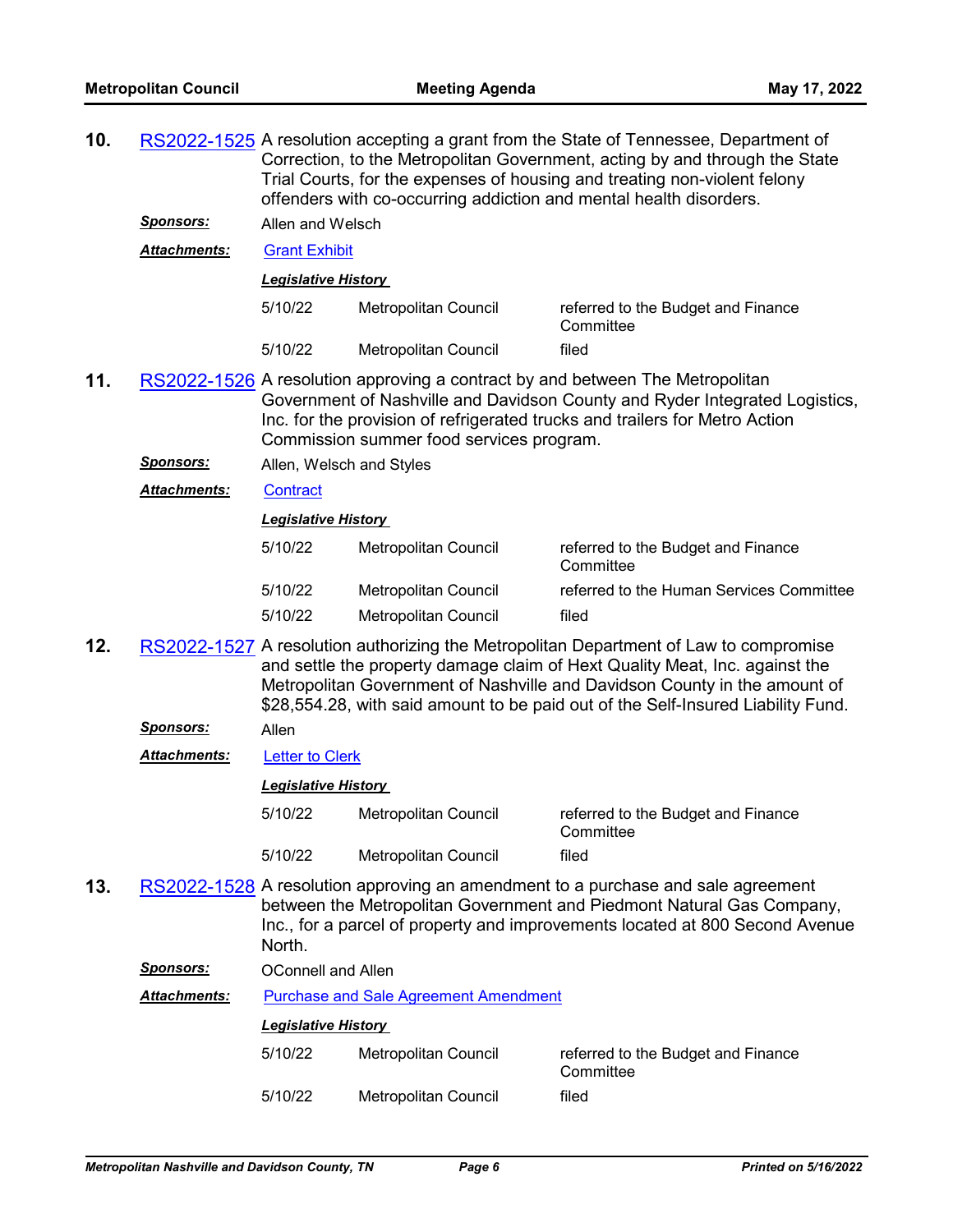**10.** RS2022-1525 A resolution accepting a grant from the State of Tennessee, Department of Correction, to the Metropolitan Government, acting by and through the State Trial Courts, for the expenses of housing and treating non-violent felony offenders with co-occurring addiction and mental health disorders.

***Sponsors:*** Allen and Welsch

***Attachments:*** Grant Exhibit

***Legislative History***

| | | |
|---|---|---|
| 5/10/22 | Metropolitan Council | referred to the Budget and Finance Committee |
| 5/10/22 | Metropolitan Council | filed |

**11.** RS2022-1526 A resolution approving a contract by and between The Metropolitan Government of Nashville and Davidson County and Ryder Integrated Logistics, Inc. for the provision of refrigerated trucks and trailers for Metro Action Commission summer food services program.

***Sponsors:*** Allen, Welsch and Styles

***Attachments:*** Contract

***Legislative History***

| | | |
|---|---|---|
| 5/10/22 | Metropolitan Council | referred to the Budget and Finance Committee |
| 5/10/22 | Metropolitan Council | referred to the Human Services Committee |
| 5/10/22 | Metropolitan Council | filed |

**12.** RS2022-1527 A resolution authorizing the Metropolitan Department of Law to compromise and settle the property damage claim of Hext Quality Meat, Inc. against the Metropolitan Government of Nashville and Davidson County in the amount of $28,554.28, with said amount to be paid out of the Self-Insured Liability Fund.

***Sponsors:*** Allen

***Attachments:*** Letter to Clerk

***Legislative History***

| | | |
|---|---|---|
| 5/10/22 | Metropolitan Council | referred to the Budget and Finance Committee |
| 5/10/22 | Metropolitan Council | filed |

**13.** RS2022-1528 A resolution approving an amendment to a purchase and sale agreement between the Metropolitan Government and Piedmont Natural Gas Company, Inc., for a parcel of property and improvements located at 800 Second Avenue North.

***Sponsors:*** OConnell and Allen

***Attachments:*** Purchase and Sale Agreement Amendment

***Legislative History***

| | | |
|---|---|---|
| 5/10/22 | Metropolitan Council | referred to the Budget and Finance Committee |
| 5/10/22 | Metropolitan Council | filed |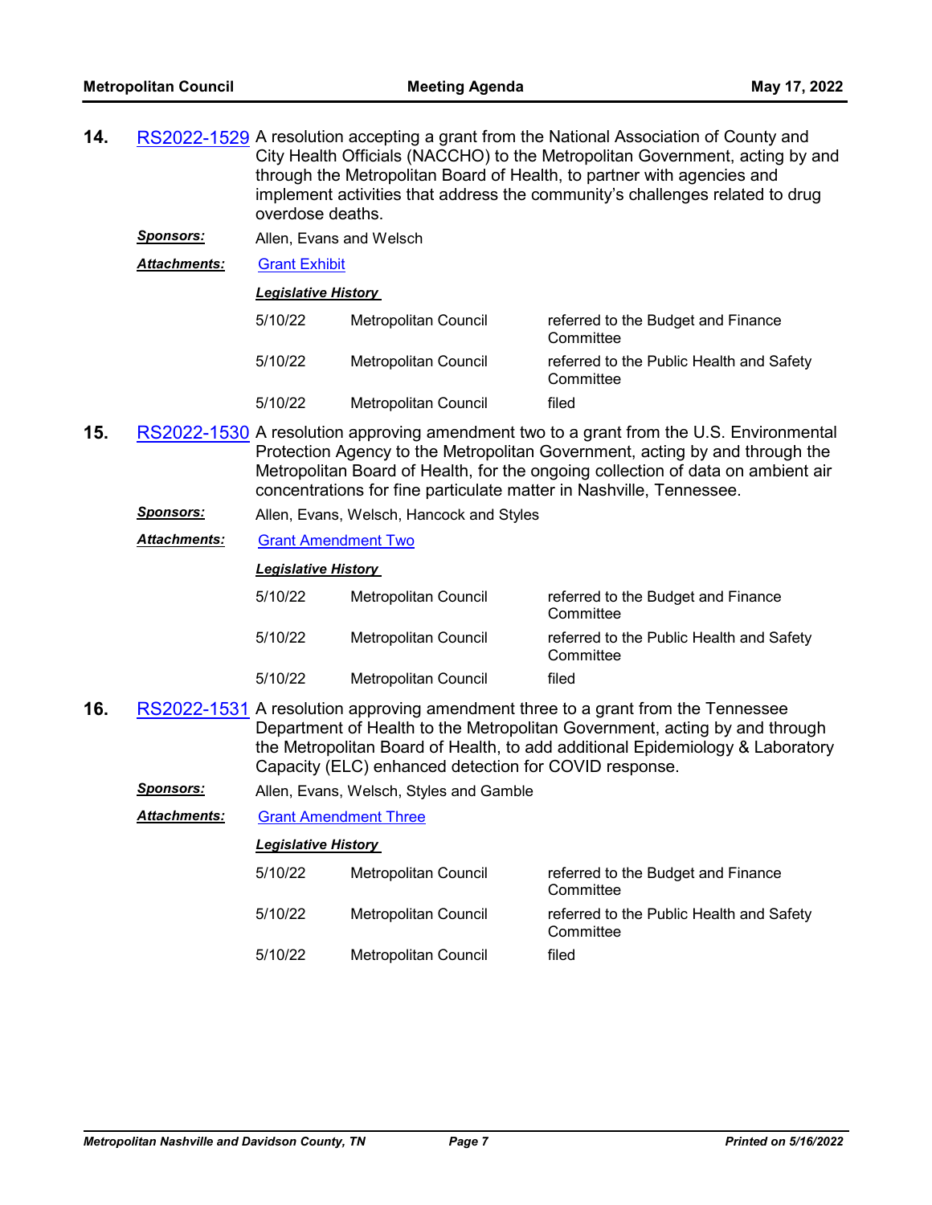**14.** RS2022-1529 A resolution accepting a grant from the National Association of County and City Health Officials (NACCHO) to the Metropolitan Government, acting by and through the Metropolitan Board of Health, to partner with agencies and implement activities that address the community's challenges related to drug overdose deaths.

***Sponsors:*** Allen, Evans and Welsch

***Attachments:*** Grant Exhibit

***Legislative History***

| | | |
|---|---|---|
| 5/10/22 | Metropolitan Council | referred to the Budget and Finance Committee |
| 5/10/22 | Metropolitan Council | referred to the Public Health and Safety Committee |
| 5/10/22 | Metropolitan Council | filed |

**15.** RS2022-1530 A resolution approving amendment two to a grant from the U.S. Environmental Protection Agency to the Metropolitan Government, acting by and through the Metropolitan Board of Health, for the ongoing collection of data on ambient air concentrations for fine particulate matter in Nashville, Tennessee.

***Sponsors:*** Allen, Evans, Welsch, Hancock and Styles

***Attachments:*** Grant Amendment Two

***Legislative History***

| | | |
|---|---|---|
| 5/10/22 | Metropolitan Council | referred to the Budget and Finance Committee |
| 5/10/22 | Metropolitan Council | referred to the Public Health and Safety Committee |
| 5/10/22 | Metropolitan Council | filed |

**16.** RS2022-1531 A resolution approving amendment three to a grant from the Tennessee Department of Health to the Metropolitan Government, acting by and through the Metropolitan Board of Health, to add additional Epidemiology & Laboratory Capacity (ELC) enhanced detection for COVID response.

***Sponsors:*** Allen, Evans, Welsch, Styles and Gamble

***Attachments:*** Grant Amendment Three

***Legislative History***

| | | |
|---|---|---|
| 5/10/22 | Metropolitan Council | referred to the Budget and Finance Committee |
| 5/10/22 | Metropolitan Council | referred to the Public Health and Safety Committee |
| 5/10/22 | Metropolitan Council | filed |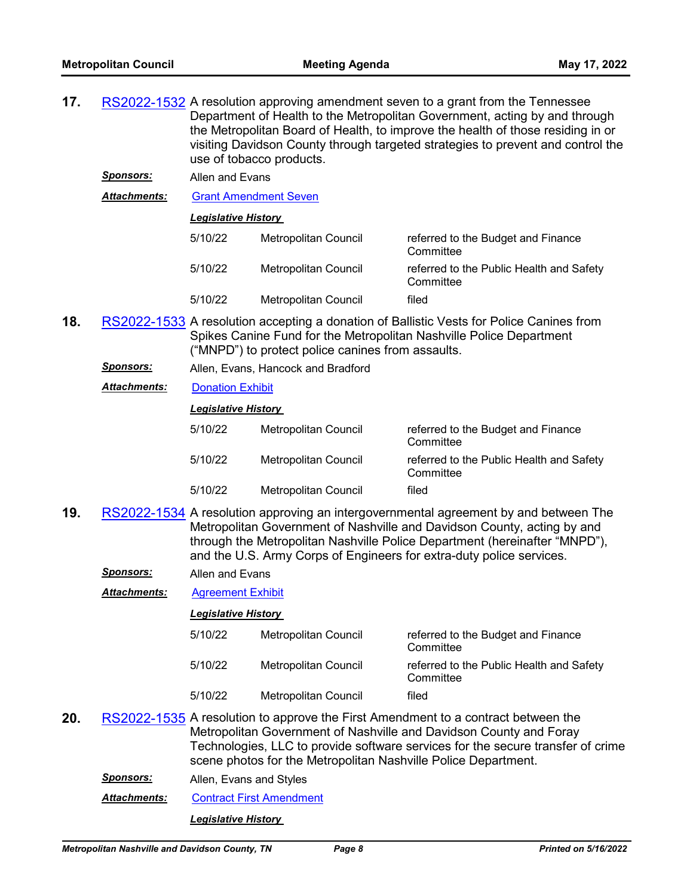**17.** RS2022-1532 A resolution approving amendment seven to a grant from the Tennessee Department of Health to the Metropolitan Government, acting by and through the Metropolitan Board of Health, to improve the health of those residing in or visiting Davidson County through targeted strategies to prevent and control the use of tobacco products.

***Sponsors:*** Allen and Evans

***Attachments:*** Grant Amendment Seven

***Legislative History***

| | | |
|---|---|---|
| 5/10/22 | Metropolitan Council | referred to the Budget and Finance Committee |
| 5/10/22 | Metropolitan Council | referred to the Public Health and Safety Committee |
| 5/10/22 | Metropolitan Council | filed |

**18.** RS2022-1533 A resolution accepting a donation of Ballistic Vests for Police Canines from Spikes Canine Fund for the Metropolitan Nashville Police Department ("MNPD") to protect police canines from assaults.

***Sponsors:*** Allen, Evans, Hancock and Bradford

***Attachments:*** Donation Exhibit

***Legislative History***

| | | |
|---|---|---|
| 5/10/22 | Metropolitan Council | referred to the Budget and Finance Committee |
| 5/10/22 | Metropolitan Council | referred to the Public Health and Safety Committee |
| 5/10/22 | Metropolitan Council | filed |

**19.** RS2022-1534 A resolution approving an intergovernmental agreement by and between The Metropolitan Government of Nashville and Davidson County, acting by and through the Metropolitan Nashville Police Department (hereinafter "MNPD"), and the U.S. Army Corps of Engineers for extra-duty police services.

***Sponsors:*** Allen and Evans

***Attachments:*** Agreement Exhibit

***Legislative History***

| | | |
|---|---|---|
| 5/10/22 | Metropolitan Council | referred to the Budget and Finance Committee |
| 5/10/22 | Metropolitan Council | referred to the Public Health and Safety Committee |
| 5/10/22 | Metropolitan Council | filed |

**20.** RS2022-1535 A resolution to approve the First Amendment to a contract between the Metropolitan Government of Nashville and Davidson County and Foray Technologies, LLC to provide software services for the secure transfer of crime scene photos for the Metropolitan Nashville Police Department.

***Sponsors:*** Allen, Evans and Styles

***Attachments:*** Contract First Amendment

***Legislative History***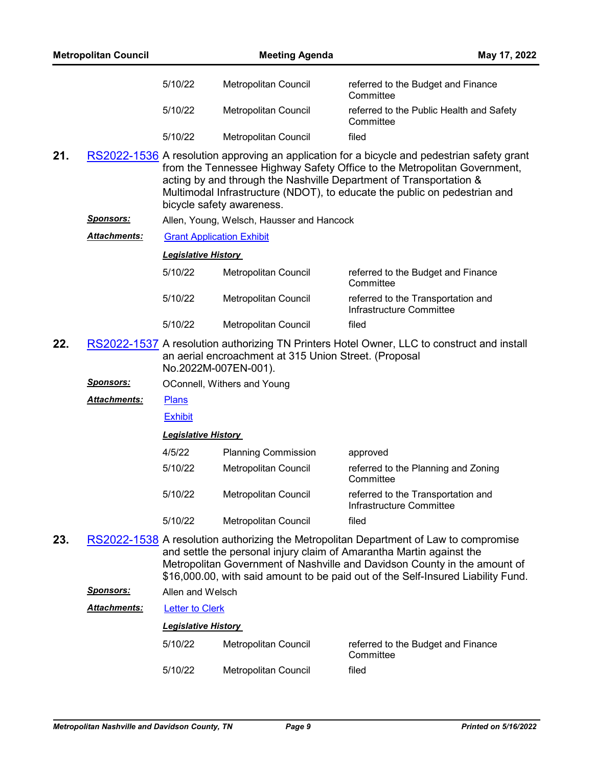| | | |
|---|---|---|
| 5/10/22 | Metropolitan Council | referred to the Budget and Finance Committee |
| 5/10/22 | Metropolitan Council | referred to the Public Health and Safety Committee |
| 5/10/22 | Metropolitan Council | filed |

**21.** RS2022-1536 A resolution approving an application for a bicycle and pedestrian safety grant from the Tennessee Highway Safety Office to the Metropolitan Government, acting by and through the Nashville Department of Transportation & Multimodal Infrastructure (NDOT), to educate the public on pedestrian and bicycle safety awareness.

***Sponsors:*** Allen, Young, Welsch, Hausser and Hancock

***Attachments:*** Grant Application Exhibit

***Legislative History***

| | | |
|---|---|---|
| 5/10/22 | Metropolitan Council | referred to the Budget and Finance Committee |
| 5/10/22 | Metropolitan Council | referred to the Transportation and Infrastructure Committee |
| 5/10/22 | Metropolitan Council | filed |

**22.** RS2022-1537 A resolution authorizing TN Printers Hotel Owner, LLC to construct and install an aerial encroachment at 315 Union Street. (Proposal No.2022M-007EN-001).

***Sponsors:*** OConnell, Withers and Young

***Attachments:*** Plans

Exhibit

***Legislative History***

| | | |
|---|---|---|
| 4/5/22 | Planning Commission | approved |
| 5/10/22 | Metropolitan Council | referred to the Planning and Zoning Committee |
| 5/10/22 | Metropolitan Council | referred to the Transportation and Infrastructure Committee |
| 5/10/22 | Metropolitan Council | filed |

**23.** RS2022-1538 A resolution authorizing the Metropolitan Department of Law to compromise and settle the personal injury claim of Amarantha Martin against the Metropolitan Government of Nashville and Davidson County in the amount of $16,000.00, with said amount to be paid out of the Self-Insured Liability Fund.

***Sponsors:*** Allen and Welsch

***Attachments:*** Letter to Clerk

***Legislative History***

| | | |
|---|---|---|
| 5/10/22 | Metropolitan Council | referred to the Budget and Finance Committee |
| 5/10/22 | Metropolitan Council | filed |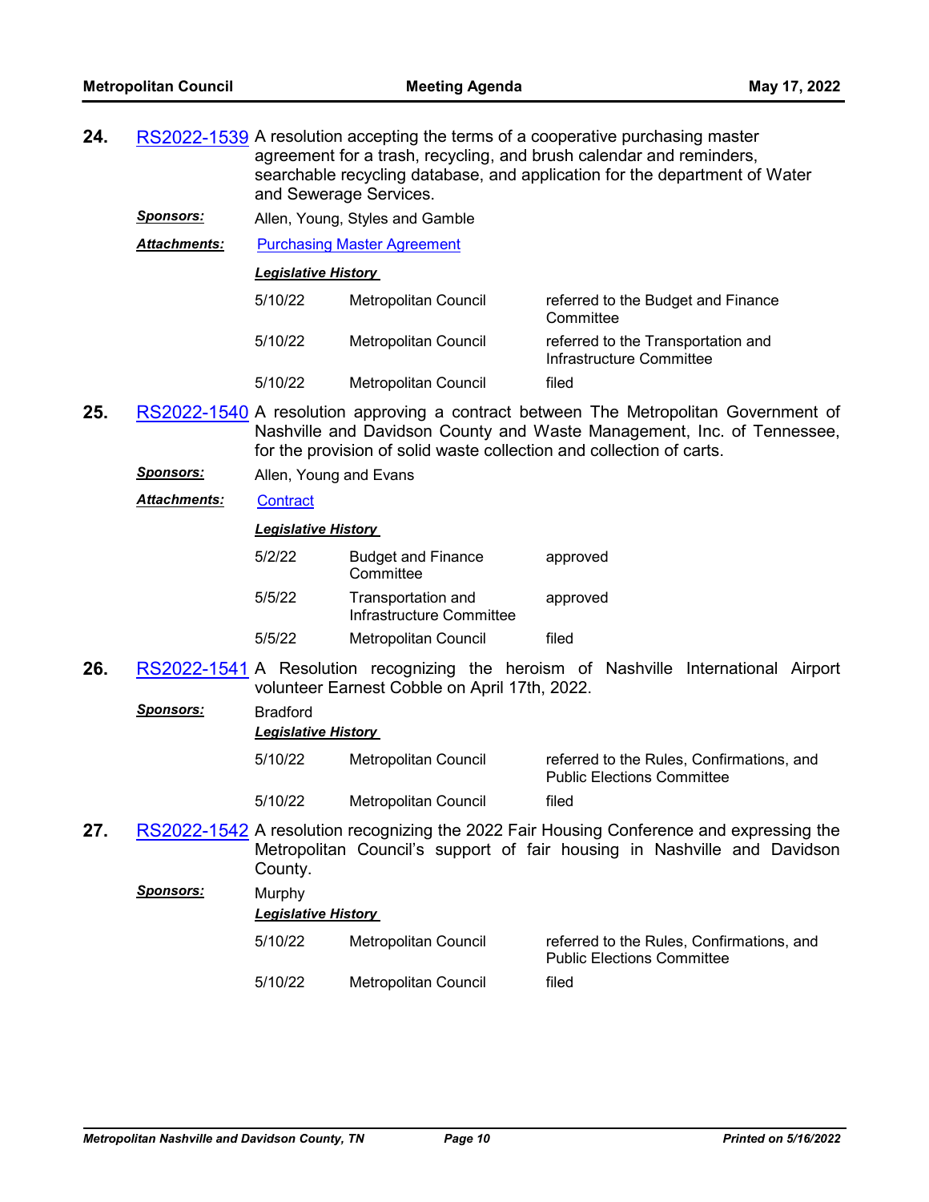**24.** RS2022-1539 A resolution accepting the terms of a cooperative purchasing master agreement for a trash, recycling, and brush calendar and reminders, searchable recycling database, and application for the department of Water and Sewerage Services.

***Sponsors:*** Allen, Young, Styles and Gamble

***Attachments:*** Purchasing Master Agreement

***Legislative History***

| | | |
|---|---|---|
| 5/10/22 | Metropolitan Council | referred to the Budget and Finance Committee |
| 5/10/22 | Metropolitan Council | referred to the Transportation and Infrastructure Committee |
| 5/10/22 | Metropolitan Council | filed |

**25.** RS2022-1540 A resolution approving a contract between The Metropolitan Government of Nashville and Davidson County and Waste Management, Inc. of Tennessee, for the provision of solid waste collection and collection of carts.

***Sponsors:*** Allen, Young and Evans

***Attachments:*** Contract

***Legislative History***

| | | |
|---|---|---|
| 5/2/22 | Budget and Finance Committee | approved |
| 5/5/22 | Transportation and Infrastructure Committee | approved |
| 5/5/22 | Metropolitan Council | filed |

**26.** RS2022-1541 A Resolution recognizing the heroism of Nashville International Airport volunteer Earnest Cobble on April 17th, 2022.

***Sponsors:*** Bradford

***Legislative History***

| | | |
|---|---|---|
| 5/10/22 | Metropolitan Council | referred to the Rules, Confirmations, and Public Elections Committee |
| 5/10/22 | Metropolitan Council | filed |

**27.** RS2022-1542 A resolution recognizing the 2022 Fair Housing Conference and expressing the Metropolitan Council's support of fair housing in Nashville and Davidson County.

***Sponsors:*** Murphy

***Legislative History***

| | | |
|---|---|---|
| 5/10/22 | Metropolitan Council | referred to the Rules, Confirmations, and Public Elections Committee |
| 5/10/22 | Metropolitan Council | filed |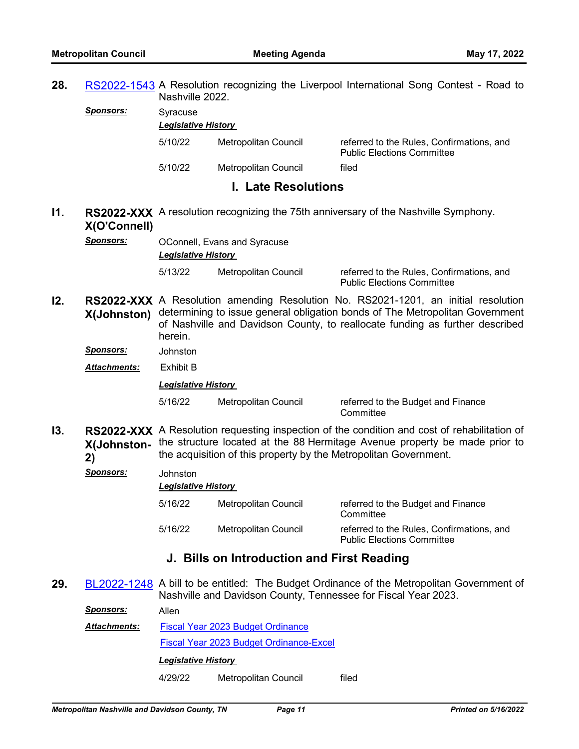**28.** RS2022-1543 A Resolution recognizing the Liverpool International Song Contest - Road to Nashville 2022.

***Sponsors:*** Syracuse

***Legislative History***

| | | |
|---|---|---|
| 5/10/22 | Metropolitan Council | referred to the Rules, Confirmations, and Public Elections Committee |
| 5/10/22 | Metropolitan Council | filed |

## I. Late Resolutions

**I1.** **RS2022-XXXX(O'Connell)** A resolution recognizing the 75th anniversary of the Nashville Symphony.

***Sponsors:*** OConnell, Evans and Syracuse

***Legislative History***

| | | |
|---|---|---|
| 5/13/22 | Metropolitan Council | referred to the Rules, Confirmations, and Public Elections Committee |

**I2.** **RS2022-XXXX(Johnston)** A Resolution amending Resolution No. RS2021-1201, an initial resolution determining to issue general obligation bonds of The Metropolitan Government of Nashville and Davidson County, to reallocate funding as further described herein.

***Sponsors:*** Johnston

***Attachments:*** Exhibit B

***Legislative History***

| | | |
|---|---|---|
| 5/16/22 | Metropolitan Council | referred to the Budget and Finance Committee |

**I3.** **RS2022-XXXX(Johnston-2)** A Resolution requesting inspection of the condition and cost of rehabilitation of the structure located at the 88 Hermitage Avenue property be made prior to the acquisition of this property by the Metropolitan Government.

***Sponsors:*** Johnston

***Legislative History***

| | | |
|---|---|---|
| 5/16/22 | Metropolitan Council | referred to the Budget and Finance Committee |
| 5/16/22 | Metropolitan Council | referred to the Rules, Confirmations, and Public Elections Committee |

## J. Bills on Introduction and First Reading

**29.** BL2022-1248 A bill to be entitled: The Budget Ordinance of the Metropolitan Government of Nashville and Davidson County, Tennessee for Fiscal Year 2023.

***Sponsors:*** Allen

***Attachments:*** Fiscal Year 2023 Budget Ordinance

Fiscal Year 2023 Budget Ordinance-Excel

***Legislative History***

| | | |
|---|---|---|
| 4/29/22 | Metropolitan Council | filed |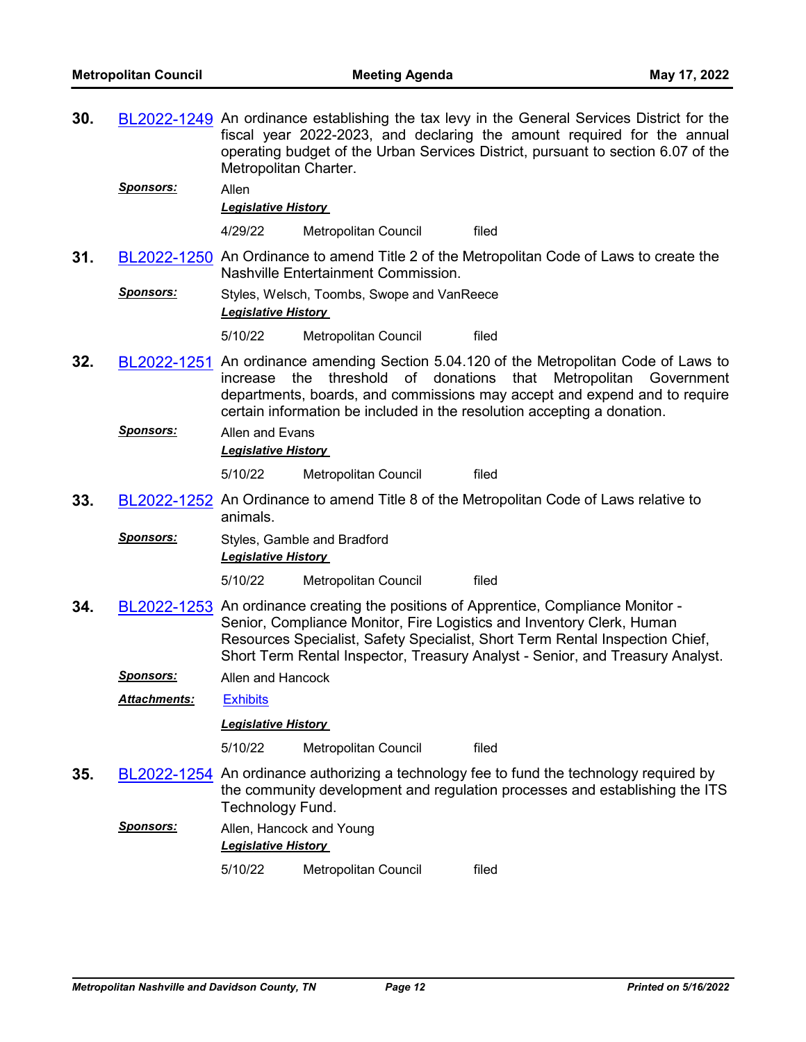**30.** BL2022-1249 An ordinance establishing the tax levy in the General Services District for the fiscal year 2022-2023, and declaring the amount required for the annual operating budget of the Urban Services District, pursuant to section 6.07 of the Metropolitan Charter.

***Sponsors:*** Allen

***Legislative History***

| 4/29/22 | Metropolitan Council | filed |
|---|---|---|

**31.** BL2022-1250 An Ordinance to amend Title 2 of the Metropolitan Code of Laws to create the Nashville Entertainment Commission.

***Sponsors:*** Styles, Welsch, Toombs, Swope and VanReece

***Legislative History***

| 5/10/22 | Metropolitan Council | filed |
|---|---|---|

**32.** BL2022-1251 An ordinance amending Section 5.04.120 of the Metropolitan Code of Laws to increase the threshold of donations that Metropolitan Government departments, boards, and commissions may accept and expend and to require certain information be included in the resolution accepting a donation.

***Sponsors:*** Allen and Evans

***Legislative History***

| 5/10/22 | Metropolitan Council | filed |
|---|---|---|

**33.** BL2022-1252 An Ordinance to amend Title 8 of the Metropolitan Code of Laws relative to animals.

***Sponsors:*** Styles, Gamble and Bradford

***Legislative History***

| 5/10/22 | Metropolitan Council | filed |
|---|---|---|

**34.** BL2022-1253 An ordinance creating the positions of Apprentice, Compliance Monitor - Senior, Compliance Monitor, Fire Logistics and Inventory Clerk, Human Resources Specialist, Safety Specialist, Short Term Rental Inspection Chief, Short Term Rental Inspector, Treasury Analyst - Senior, and Treasury Analyst.

***Sponsors:*** Allen and Hancock

***Attachments:*** Exhibits

***Legislative History***

| 5/10/22 | Metropolitan Council | filed |
|---|---|---|

**35.** BL2022-1254 An ordinance authorizing a technology fee to fund the technology required by the community development and regulation processes and establishing the ITS Technology Fund.

***Sponsors:*** Allen, Hancock and Young

***Legislative History***

| 5/10/22 | Metropolitan Council | filed |
|---|---|---|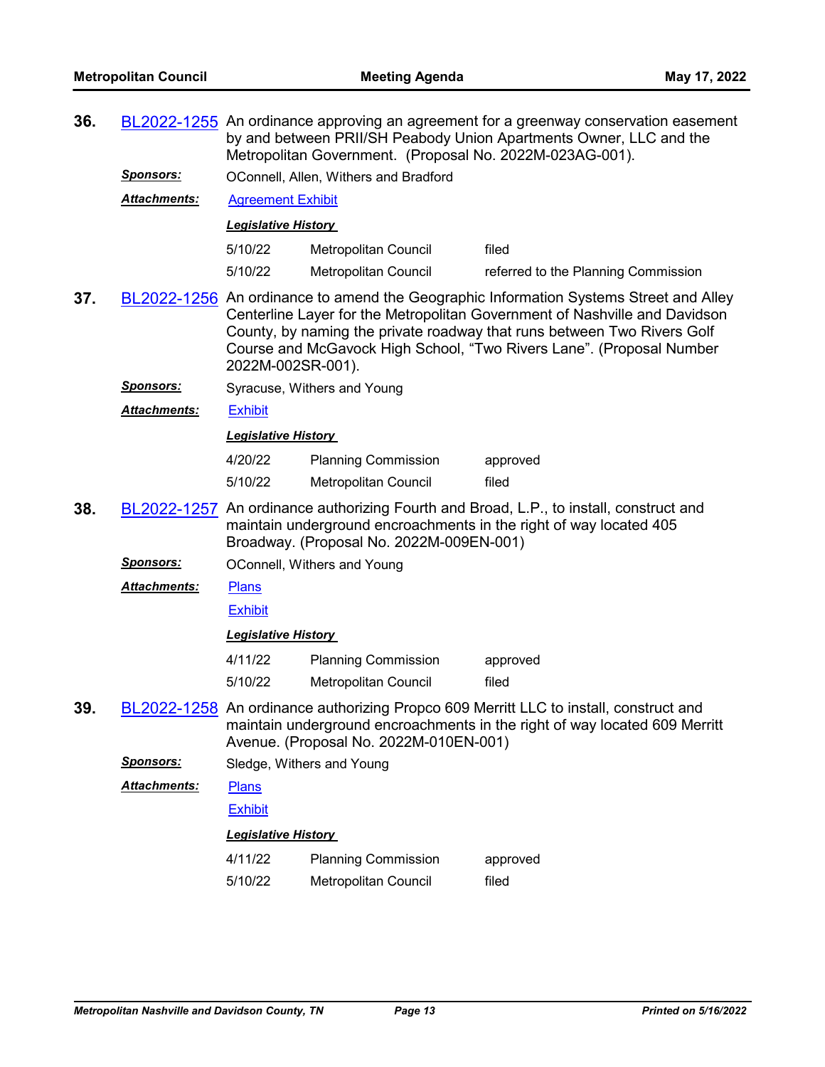**36.** BL2022-1255 An ordinance approving an agreement for a greenway conservation easement by and between PRII/SH Peabody Union Apartments Owner, LLC and the Metropolitan Government. (Proposal No. 2022M-023AG-001).

***Sponsors:*** OConnell, Allen, Withers and Bradford

***Attachments:*** Agreement Exhibit

***Legislative History***

| | | |
|---|---|---|
| 5/10/22 | Metropolitan Council | filed |
| 5/10/22 | Metropolitan Council | referred to the Planning Commission |

**37.** BL2022-1256 An ordinance to amend the Geographic Information Systems Street and Alley Centerline Layer for the Metropolitan Government of Nashville and Davidson County, by naming the private roadway that runs between Two Rivers Golf Course and McGavock High School, "Two Rivers Lane". (Proposal Number 2022M-002SR-001).

***Sponsors:*** Syracuse, Withers and Young

***Attachments:*** Exhibit

***Legislative History***

| | | |
|---|---|---|
| 4/20/22 | Planning Commission | approved |
| 5/10/22 | Metropolitan Council | filed |

**38.** BL2022-1257 An ordinance authorizing Fourth and Broad, L.P., to install, construct and maintain underground encroachments in the right of way located 405 Broadway. (Proposal No. 2022M-009EN-001)

***Sponsors:*** OConnell, Withers and Young

***Attachments:*** Plans

Exhibit

***Legislative History***

| | | |
|---|---|---|
| 4/11/22 | Planning Commission | approved |
| 5/10/22 | Metropolitan Council | filed |

**39.** BL2022-1258 An ordinance authorizing Propco 609 Merritt LLC to install, construct and maintain underground encroachments in the right of way located 609 Merritt Avenue. (Proposal No. 2022M-010EN-001)

***Sponsors:*** Sledge, Withers and Young

***Attachments:*** Plans

Exhibit

***Legislative History***

| | | |
|---|---|---|
| 4/11/22 | Planning Commission | approved |
| 5/10/22 | Metropolitan Council | filed |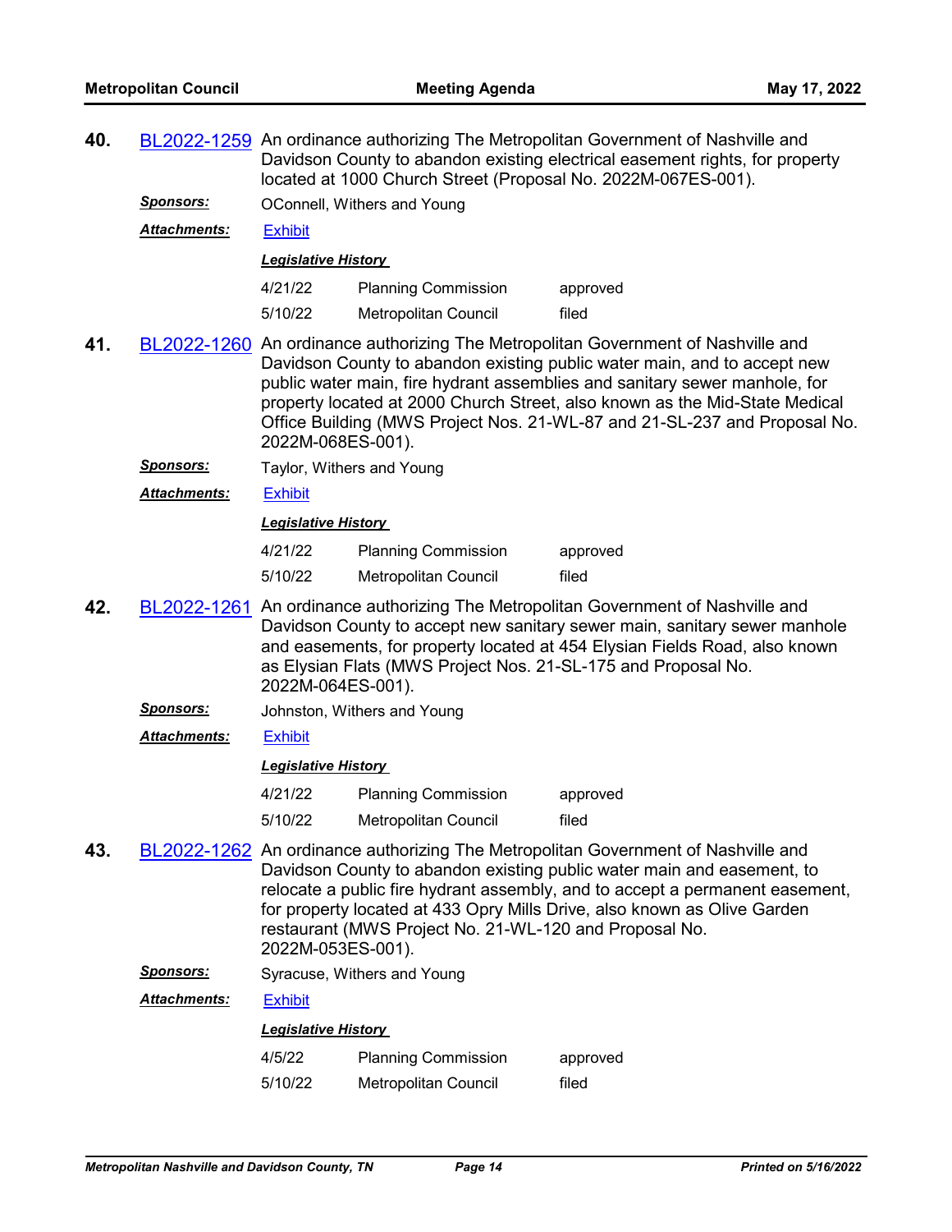**40.** BL2022-1259 An ordinance authorizing The Metropolitan Government of Nashville and Davidson County to abandon existing electrical easement rights, for property located at 1000 Church Street (Proposal No. 2022M-067ES-001).

***Sponsors:*** OConnell, Withers and Young

***Attachments:*** Exhibit

***Legislative History***

| | | |
|---|---|---|
| 4/21/22 | Planning Commission | approved |
| 5/10/22 | Metropolitan Council | filed |

**41.** BL2022-1260 An ordinance authorizing The Metropolitan Government of Nashville and Davidson County to abandon existing public water main, and to accept new public water main, fire hydrant assemblies and sanitary sewer manhole, for property located at 2000 Church Street, also known as the Mid-State Medical Office Building (MWS Project Nos. 21-WL-87 and 21-SL-237 and Proposal No. 2022M-068ES-001).

***Sponsors:*** Taylor, Withers and Young

***Attachments:*** Exhibit

***Legislative History***

| | | |
|---|---|---|
| 4/21/22 | Planning Commission | approved |
| 5/10/22 | Metropolitan Council | filed |

**42.** BL2022-1261 An ordinance authorizing The Metropolitan Government of Nashville and Davidson County to accept new sanitary sewer main, sanitary sewer manhole and easements, for property located at 454 Elysian Fields Road, also known as Elysian Flats (MWS Project Nos. 21-SL-175 and Proposal No. 2022M-064ES-001).

***Sponsors:*** Johnston, Withers and Young

***Attachments:*** Exhibit

***Legislative History***

| | | |
|---|---|---|
| 4/21/22 | Planning Commission | approved |
| 5/10/22 | Metropolitan Council | filed |

**43.** BL2022-1262 An ordinance authorizing The Metropolitan Government of Nashville and Davidson County to abandon existing public water main and easement, to relocate a public fire hydrant assembly, and to accept a permanent easement, for property located at 433 Opry Mills Drive, also known as Olive Garden restaurant (MWS Project No. 21-WL-120 and Proposal No. 2022M-053ES-001).

***Sponsors:*** Syracuse, Withers and Young

***Attachments:*** Exhibit

***Legislative History***

| | | |
|---|---|---|
| 4/5/22 | Planning Commission | approved |
| 5/10/22 | Metropolitan Council | filed |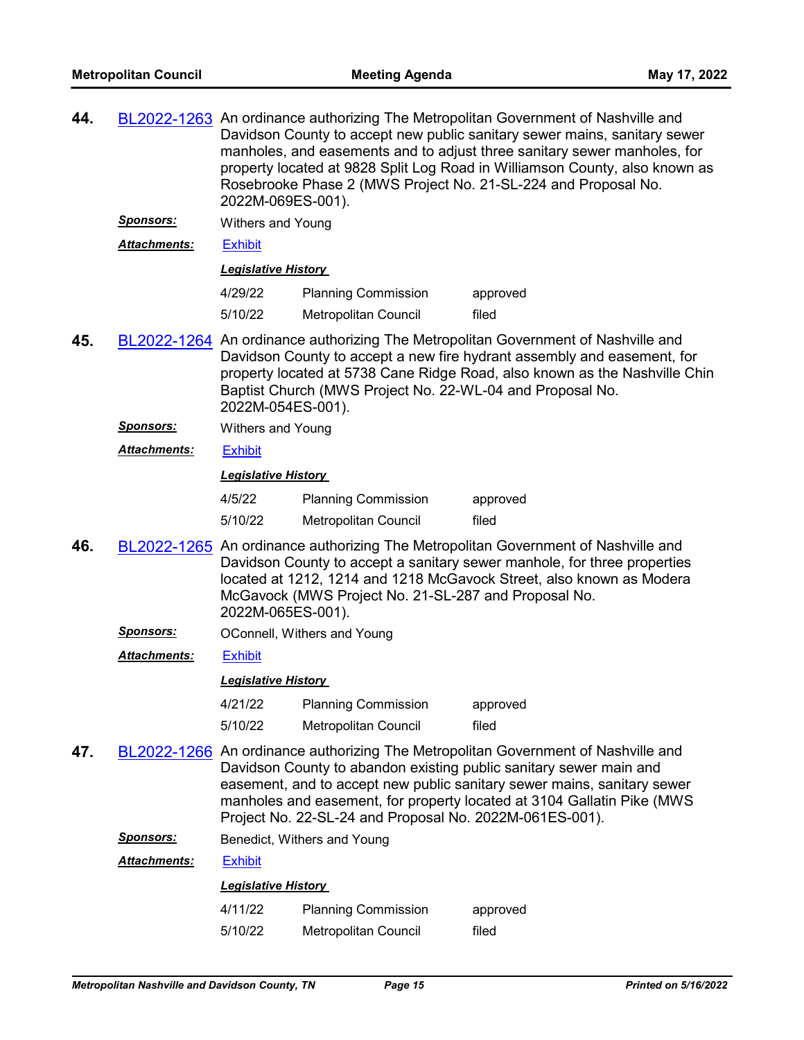**44.** BL2022-1263 An ordinance authorizing The Metropolitan Government of Nashville and Davidson County to accept new public sanitary sewer mains, sanitary sewer manholes, and easements and to adjust three sanitary sewer manholes, for property located at 9828 Split Log Road in Williamson County, also known as Rosebrooke Phase 2 (MWS Project No. 21-SL-224 and Proposal No. 2022M-069ES-001).

***Sponsors:*** Withers and Young

***Attachments:*** Exhibit

***Legislative History***

| | | |
|---|---|---|
| 4/29/22 | Planning Commission | approved |
| 5/10/22 | Metropolitan Council | filed |

**45.** BL2022-1264 An ordinance authorizing The Metropolitan Government of Nashville and Davidson County to accept a new fire hydrant assembly and easement, for property located at 5738 Cane Ridge Road, also known as the Nashville Chin Baptist Church (MWS Project No. 22-WL-04 and Proposal No. 2022M-054ES-001).

***Sponsors:*** Withers and Young

***Attachments:*** Exhibit

***Legislative History***

| | | |
|---|---|---|
| 4/5/22 | Planning Commission | approved |
| 5/10/22 | Metropolitan Council | filed |

**46.** BL2022-1265 An ordinance authorizing The Metropolitan Government of Nashville and Davidson County to accept a sanitary sewer manhole, for three properties located at 1212, 1214 and 1218 McGavock Street, also known as Modera McGavock (MWS Project No. 21-SL-287 and Proposal No. 2022M-065ES-001).

***Sponsors:*** OConnell, Withers and Young

***Attachments:*** Exhibit

***Legislative History***

| | | |
|---|---|---|
| 4/21/22 | Planning Commission | approved |
| 5/10/22 | Metropolitan Council | filed |

**47.** BL2022-1266 An ordinance authorizing The Metropolitan Government of Nashville and Davidson County to abandon existing public sanitary sewer main and easement, and to accept new public sanitary sewer mains, sanitary sewer manholes and easement, for property located at 3104 Gallatin Pike (MWS Project No. 22-SL-24 and Proposal No. 2022M-061ES-001).

***Sponsors:*** Benedict, Withers and Young

***Attachments:*** Exhibit

***Legislative History***

| | | |
|---|---|---|
| 4/11/22 | Planning Commission | approved |
| 5/10/22 | Metropolitan Council | filed |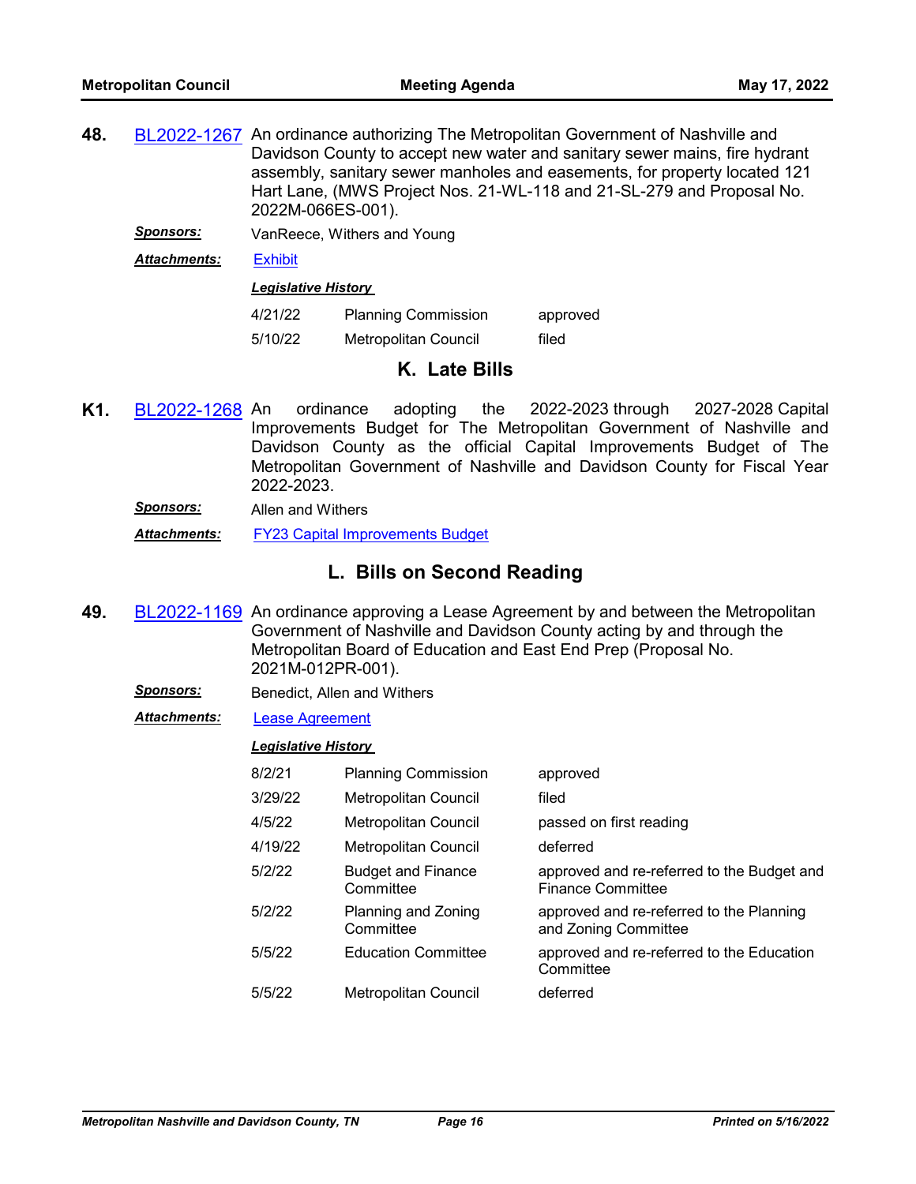**48.** BL2022-1267 An ordinance authorizing The Metropolitan Government of Nashville and Davidson County to accept new water and sanitary sewer mains, fire hydrant assembly, sanitary sewer manholes and easements, for property located 121 Hart Lane, (MWS Project Nos. 21-WL-118 and 21-SL-279 and Proposal No. 2022M-066ES-001).

***Sponsors:*** VanReece, Withers and Young

***Attachments:*** Exhibit

***Legislative History***

| | | |
|---|---|---|
| 4/21/22 | Planning Commission | approved |
| 5/10/22 | Metropolitan Council | filed |

## K. Late Bills

**K1.** BL2022-1268 An ordinance adopting the 2022-2023 through 2027-2028 Capital Improvements Budget for The Metropolitan Government of Nashville and Davidson County as the official Capital Improvements Budget of The Metropolitan Government of Nashville and Davidson County for Fiscal Year 2022-2023.

***Sponsors:*** Allen and Withers

***Attachments:*** FY23 Capital Improvements Budget

## L. Bills on Second Reading

**49.** BL2022-1169 An ordinance approving a Lease Agreement by and between the Metropolitan Government of Nashville and Davidson County acting by and through the Metropolitan Board of Education and East End Prep (Proposal No. 2021M-012PR-001).

***Sponsors:*** Benedict, Allen and Withers

***Attachments:*** Lease Agreement

***Legislative History***

| | | |
|---|---|---|
| 8/2/21 | Planning Commission | approved |
| 3/29/22 | Metropolitan Council | filed |
| 4/5/22 | Metropolitan Council | passed on first reading |
| 4/19/22 | Metropolitan Council | deferred |
| 5/2/22 | Budget and Finance Committee | approved and re-referred to the Budget and Finance Committee |
| 5/2/22 | Planning and Zoning Committee | approved and re-referred to the Planning and Zoning Committee |
| 5/5/22 | Education Committee | approved and re-referred to the Education Committee |
| 5/5/22 | Metropolitan Council | deferred |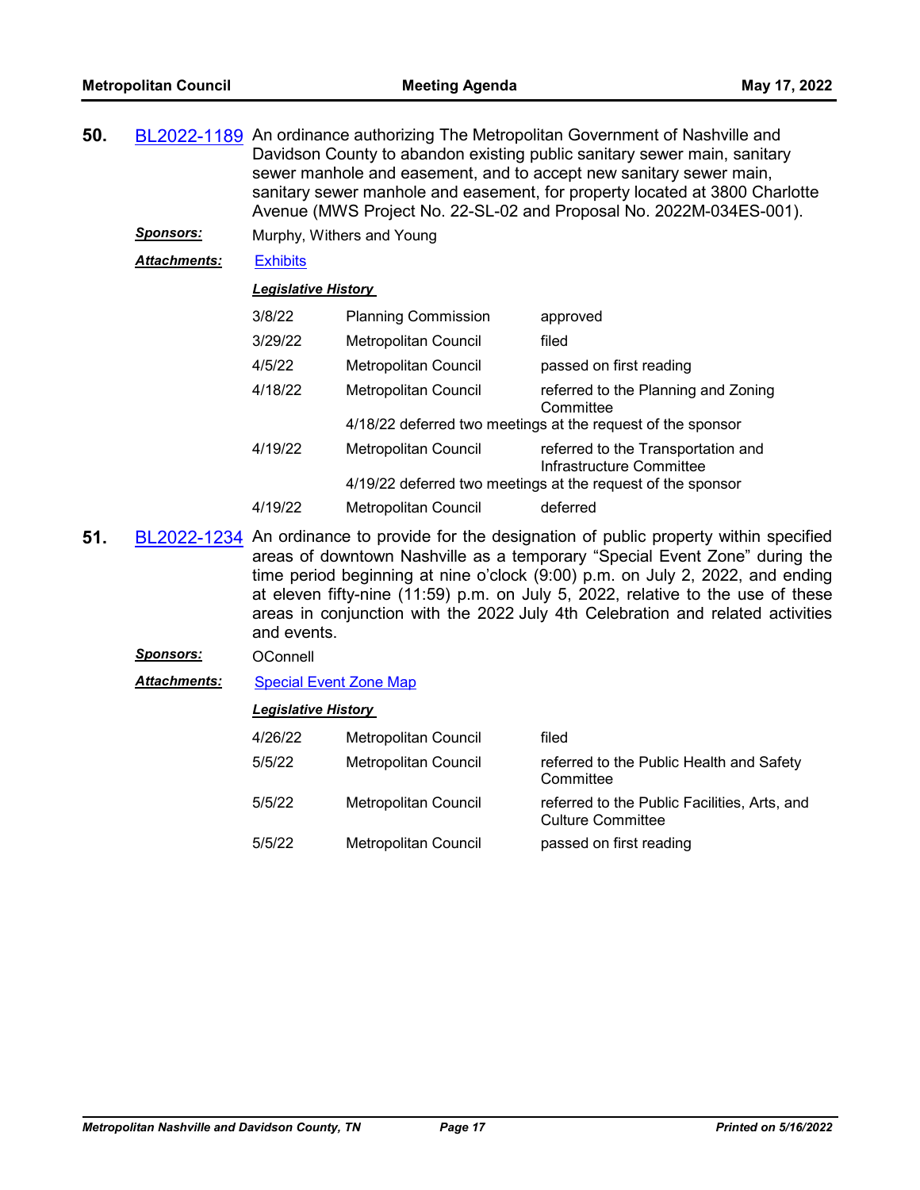**50.** BL2022-1189 An ordinance authorizing The Metropolitan Government of Nashville and Davidson County to abandon existing public sanitary sewer main, sanitary sewer manhole and easement, and to accept new sanitary sewer main, sanitary sewer manhole and easement, for property located at 3800 Charlotte Avenue (MWS Project No. 22-SL-02 and Proposal No. 2022M-034ES-001).

***Sponsors:*** Murphy, Withers and Young

***Attachments:*** Exhibits

***Legislative History***

| | | |
|---|---|---|
| 3/8/22 | Planning Commission | approved |
| 3/29/22 | Metropolitan Council | filed |
| 4/5/22 | Metropolitan Council | passed on first reading |
| 4/18/22 | Metropolitan Council | referred to the Planning and Zoning Committee |
| | 4/18/22 deferred two meetings at the request of the sponsor | |
| 4/19/22 | Metropolitan Council | referred to the Transportation and Infrastructure Committee |
| | 4/19/22 deferred two meetings at the request of the sponsor | |
| 4/19/22 | Metropolitan Council | deferred |

**51.** BL2022-1234 An ordinance to provide for the designation of public property within specified areas of downtown Nashville as a temporary "Special Event Zone" during the time period beginning at nine o'clock (9:00) p.m. on July 2, 2022, and ending at eleven fifty-nine (11:59) p.m. on July 5, 2022, relative to the use of these areas in conjunction with the 2022 July 4th Celebration and related activities and events.

***Sponsors:*** OConnell

***Attachments:*** Special Event Zone Map

***Legislative History***

| | | |
|---|---|---|
| 4/26/22 | Metropolitan Council | filed |
| 5/5/22 | Metropolitan Council | referred to the Public Health and Safety Committee |
| 5/5/22 | Metropolitan Council | referred to the Public Facilities, Arts, and Culture Committee |
| 5/5/22 | Metropolitan Council | passed on first reading |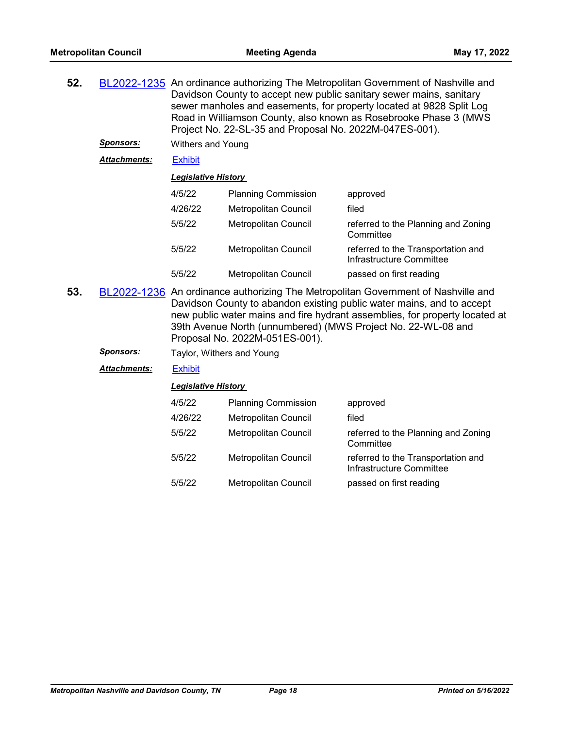**52.** BL2022-1235 An ordinance authorizing The Metropolitan Government of Nashville and Davidson County to accept new public sanitary sewer mains, sanitary sewer manholes and easements, for property located at 9828 Split Log Road in Williamson County, also known as Rosebrooke Phase 3 (MWS Project No. 22-SL-35 and Proposal No. 2022M-047ES-001).

***Sponsors:*** Withers and Young

***Attachments:*** Exhibit

***Legislative History***

| | | |
|---|---|---|
| 4/5/22 | Planning Commission | approved |
| 4/26/22 | Metropolitan Council | filed |
| 5/5/22 | Metropolitan Council | referred to the Planning and Zoning Committee |
| 5/5/22 | Metropolitan Council | referred to the Transportation and Infrastructure Committee |
| 5/5/22 | Metropolitan Council | passed on first reading |

**53.** BL2022-1236 An ordinance authorizing The Metropolitan Government of Nashville and Davidson County to abandon existing public water mains, and to accept new public water mains and fire hydrant assemblies, for property located at 39th Avenue North (unnumbered) (MWS Project No. 22-WL-08 and Proposal No. 2022M-051ES-001).

***Sponsors:*** Taylor, Withers and Young

***Attachments:*** Exhibit

***Legislative History***

| | | |
|---|---|---|
| 4/5/22 | Planning Commission | approved |
| 4/26/22 | Metropolitan Council | filed |
| 5/5/22 | Metropolitan Council | referred to the Planning and Zoning Committee |
| 5/5/22 | Metropolitan Council | referred to the Transportation and Infrastructure Committee |
| 5/5/22 | Metropolitan Council | passed on first reading |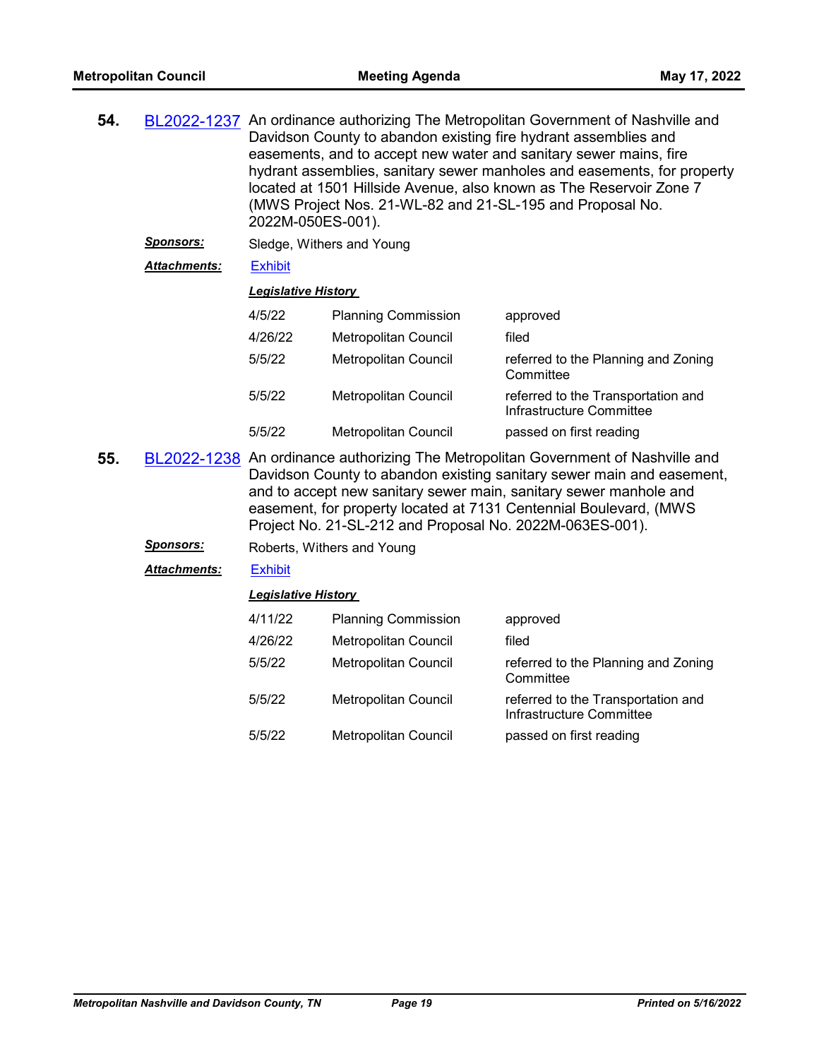**54.** BL2022-1237 An ordinance authorizing The Metropolitan Government of Nashville and Davidson County to abandon existing fire hydrant assemblies and easements, and to accept new water and sanitary sewer mains, fire hydrant assemblies, sanitary sewer manholes and easements, for property located at 1501 Hillside Avenue, also known as The Reservoir Zone 7 (MWS Project Nos. 21-WL-82 and 21-SL-195 and Proposal No. 2022M-050ES-001).

***Sponsors:*** Sledge, Withers and Young

***Attachments:*** Exhibit

***Legislative History***

| | | |
|---|---|---|
| 4/5/22 | Planning Commission | approved |
| 4/26/22 | Metropolitan Council | filed |
| 5/5/22 | Metropolitan Council | referred to the Planning and Zoning Committee |
| 5/5/22 | Metropolitan Council | referred to the Transportation and Infrastructure Committee |
| 5/5/22 | Metropolitan Council | passed on first reading |

**55.** BL2022-1238 An ordinance authorizing The Metropolitan Government of Nashville and Davidson County to abandon existing sanitary sewer main and easement, and to accept new sanitary sewer main, sanitary sewer manhole and easement, for property located at 7131 Centennial Boulevard, (MWS Project No. 21-SL-212 and Proposal No. 2022M-063ES-001).

***Sponsors:*** Roberts, Withers and Young

***Attachments:*** Exhibit

***Legislative History***

| | | |
|---|---|---|
| 4/11/22 | Planning Commission | approved |
| 4/26/22 | Metropolitan Council | filed |
| 5/5/22 | Metropolitan Council | referred to the Planning and Zoning Committee |
| 5/5/22 | Metropolitan Council | referred to the Transportation and Infrastructure Committee |
| 5/5/22 | Metropolitan Council | passed on first reading |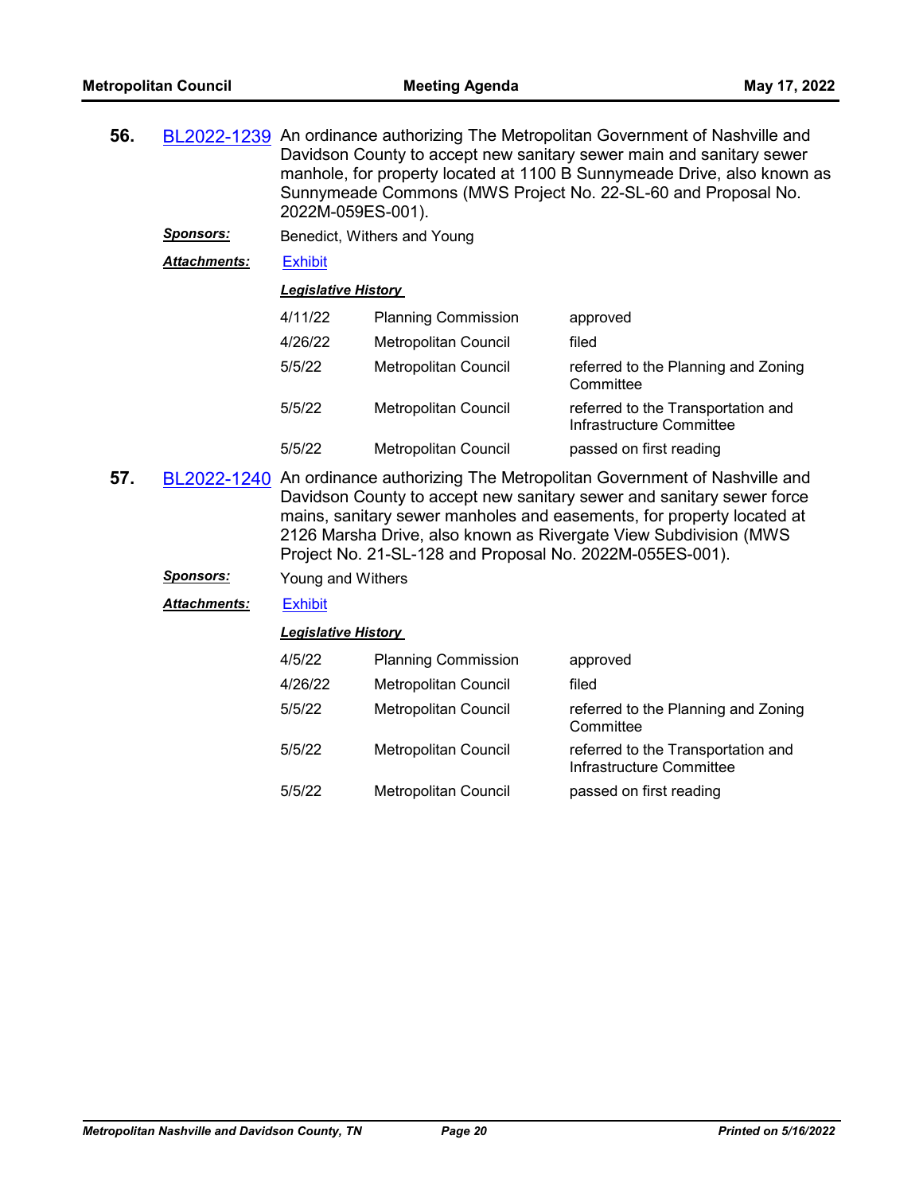**56.** BL2022-1239 An ordinance authorizing The Metropolitan Government of Nashville and Davidson County to accept new sanitary sewer main and sanitary sewer manhole, for property located at 1100 B Sunnymeade Drive, also known as Sunnymeade Commons (MWS Project No. 22-SL-60 and Proposal No. 2022M-059ES-001).

***Sponsors:*** Benedict, Withers and Young

***Attachments:*** Exhibit

***Legislative History***

| | | |
|---|---|---|
| 4/11/22 | Planning Commission | approved |
| 4/26/22 | Metropolitan Council | filed |
| 5/5/22 | Metropolitan Council | referred to the Planning and Zoning Committee |
| 5/5/22 | Metropolitan Council | referred to the Transportation and Infrastructure Committee |
| 5/5/22 | Metropolitan Council | passed on first reading |

**57.** BL2022-1240 An ordinance authorizing The Metropolitan Government of Nashville and Davidson County to accept new sanitary sewer and sanitary sewer force mains, sanitary sewer manholes and easements, for property located at 2126 Marsha Drive, also known as Rivergate View Subdivision (MWS Project No. 21-SL-128 and Proposal No. 2022M-055ES-001).

***Sponsors:*** Young and Withers

***Attachments:*** Exhibit

***Legislative History***

| | | |
|---|---|---|
| 4/5/22 | Planning Commission | approved |
| 4/26/22 | Metropolitan Council | filed |
| 5/5/22 | Metropolitan Council | referred to the Planning and Zoning Committee |
| 5/5/22 | Metropolitan Council | referred to the Transportation and Infrastructure Committee |
| 5/5/22 | Metropolitan Council | passed on first reading |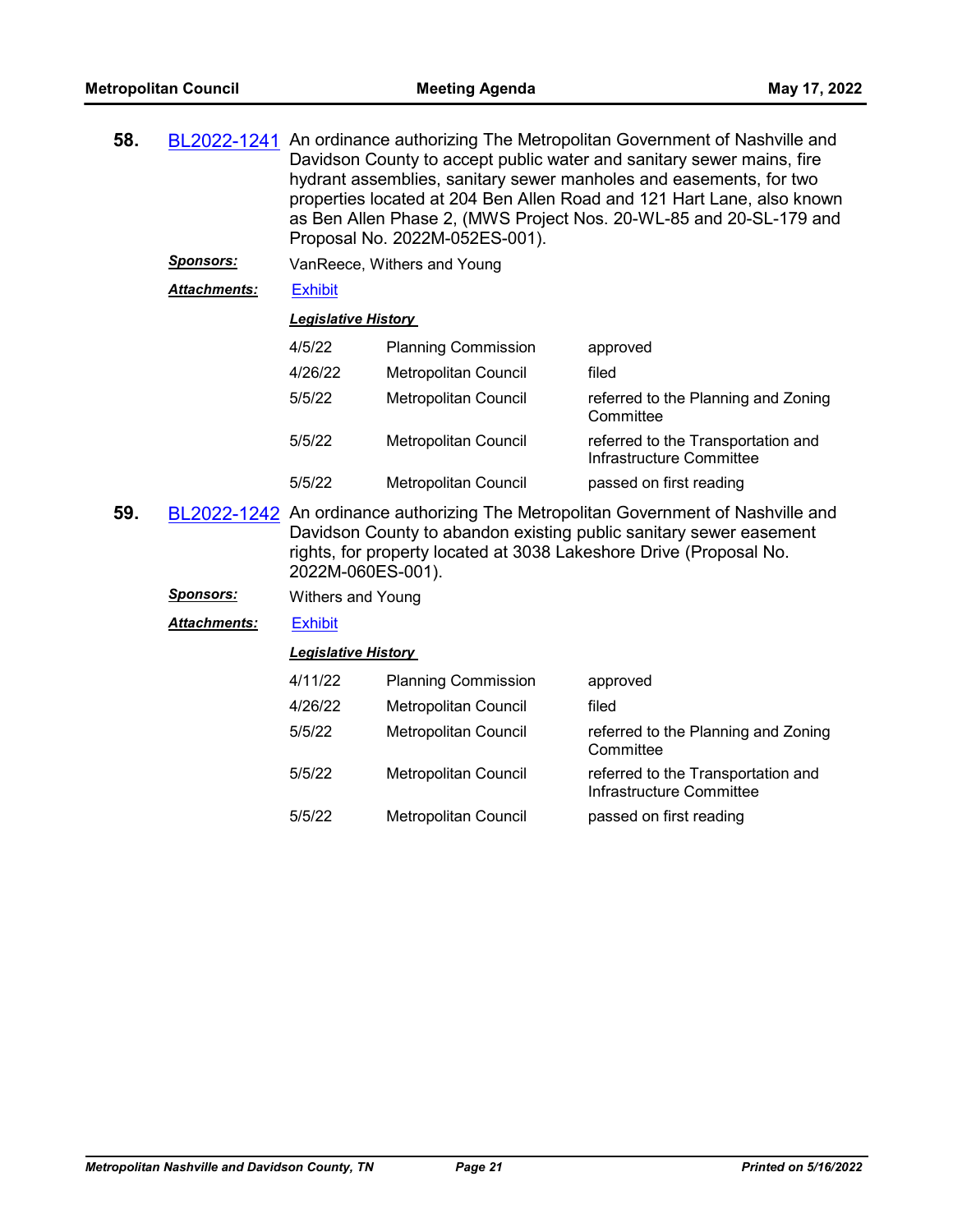**58.** BL2022-1241 An ordinance authorizing The Metropolitan Government of Nashville and Davidson County to accept public water and sanitary sewer mains, fire hydrant assemblies, sanitary sewer manholes and easements, for two properties located at 204 Ben Allen Road and 121 Hart Lane, also known as Ben Allen Phase 2, (MWS Project Nos. 20-WL-85 and 20-SL-179 and Proposal No. 2022M-052ES-001).

***Sponsors:*** VanReece, Withers and Young

***Attachments:*** Exhibit

***Legislative History***

| Date | Body | Action |
|---|---|---|
| 4/5/22 | Planning Commission | approved |
| 4/26/22 | Metropolitan Council | filed |
| 5/5/22 | Metropolitan Council | referred to the Planning and Zoning Committee |
| 5/5/22 | Metropolitan Council | referred to the Transportation and Infrastructure Committee |
| 5/5/22 | Metropolitan Council | passed on first reading |

**59.** BL2022-1242 An ordinance authorizing The Metropolitan Government of Nashville and Davidson County to abandon existing public sanitary sewer easement rights, for property located at 3038 Lakeshore Drive (Proposal No. 2022M-060ES-001).

***Sponsors:*** Withers and Young

***Attachments:*** Exhibit

***Legislative History***

| Date | Body | Action |
|---|---|---|
| 4/11/22 | Planning Commission | approved |
| 4/26/22 | Metropolitan Council | filed |
| 5/5/22 | Metropolitan Council | referred to the Planning and Zoning Committee |
| 5/5/22 | Metropolitan Council | referred to the Transportation and Infrastructure Committee |
| 5/5/22 | Metropolitan Council | passed on first reading |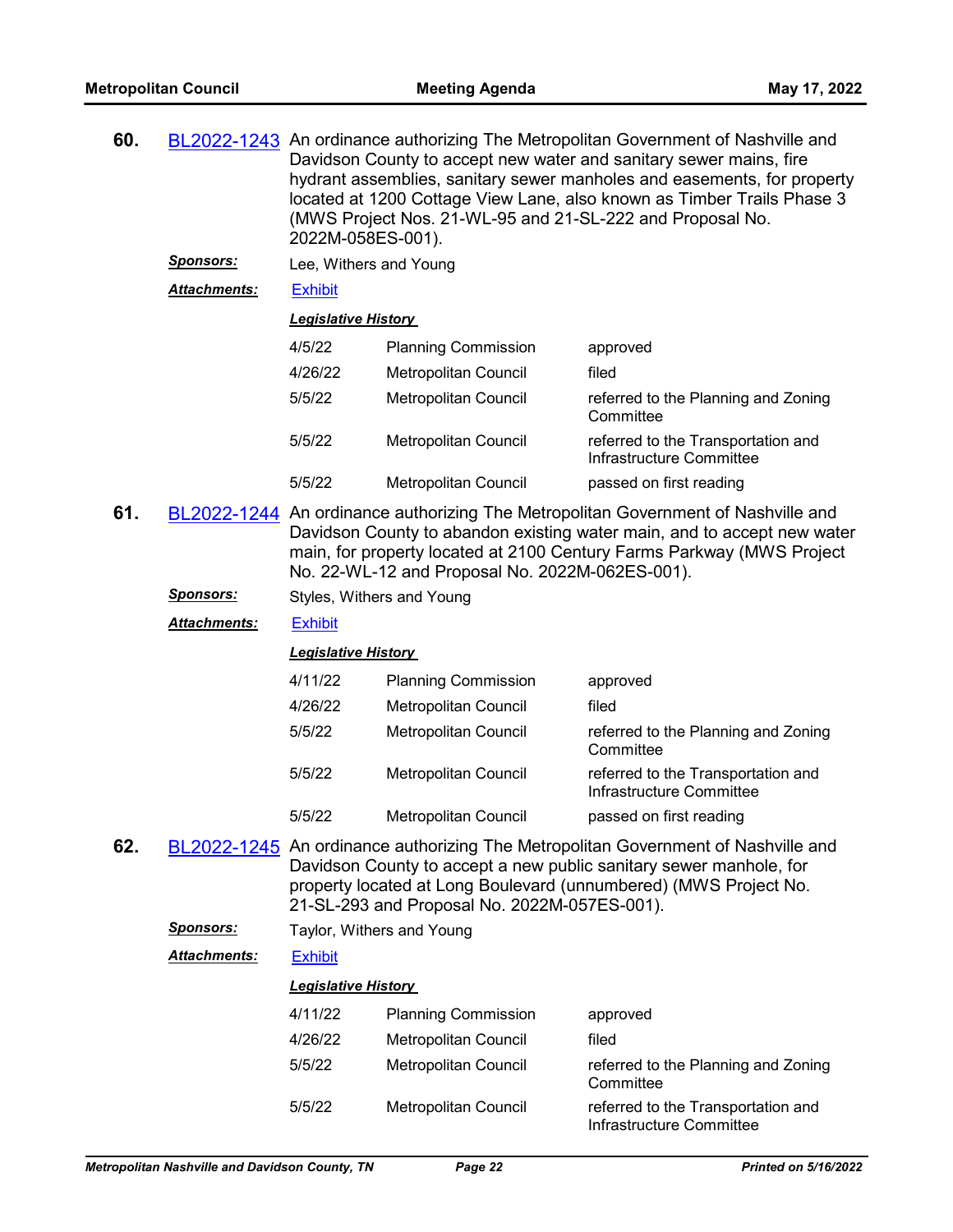**60.** BL2022-1243 An ordinance authorizing The Metropolitan Government of Nashville and Davidson County to accept new water and sanitary sewer mains, fire hydrant assemblies, sanitary sewer manholes and easements, for property located at 1200 Cottage View Lane, also known as Timber Trails Phase 3 (MWS Project Nos. 21-WL-95 and 21-SL-222 and Proposal No. 2022M-058ES-001).

***Sponsors:*** Lee, Withers and Young

***Attachments:*** Exhibit

***Legislative History***

| | | |
|---|---|---|
| 4/5/22 | Planning Commission | approved |
| 4/26/22 | Metropolitan Council | filed |
| 5/5/22 | Metropolitan Council | referred to the Planning and Zoning Committee |
| 5/5/22 | Metropolitan Council | referred to the Transportation and Infrastructure Committee |
| 5/5/22 | Metropolitan Council | passed on first reading |

**61.** BL2022-1244 An ordinance authorizing The Metropolitan Government of Nashville and Davidson County to abandon existing water main, and to accept new water main, for property located at 2100 Century Farms Parkway (MWS Project No. 22-WL-12 and Proposal No. 2022M-062ES-001).

***Sponsors:*** Styles, Withers and Young

***Attachments:*** Exhibit

***Legislative History***

| | | |
|---|---|---|
| 4/11/22 | Planning Commission | approved |
| 4/26/22 | Metropolitan Council | filed |
| 5/5/22 | Metropolitan Council | referred to the Planning and Zoning Committee |
| 5/5/22 | Metropolitan Council | referred to the Transportation and Infrastructure Committee |
| 5/5/22 | Metropolitan Council | passed on first reading |

**62.** BL2022-1245 An ordinance authorizing The Metropolitan Government of Nashville and Davidson County to accept a new public sanitary sewer manhole, for property located at Long Boulevard (unnumbered) (MWS Project No. 21-SL-293 and Proposal No. 2022M-057ES-001).

***Sponsors:*** Taylor, Withers and Young

***Attachments:*** Exhibit

***Legislative History***

| | | |
|---|---|---|
| 4/11/22 | Planning Commission | approved |
| 4/26/22 | Metropolitan Council | filed |
| 5/5/22 | Metropolitan Council | referred to the Planning and Zoning Committee |
| 5/5/22 | Metropolitan Council | referred to the Transportation and Infrastructure Committee |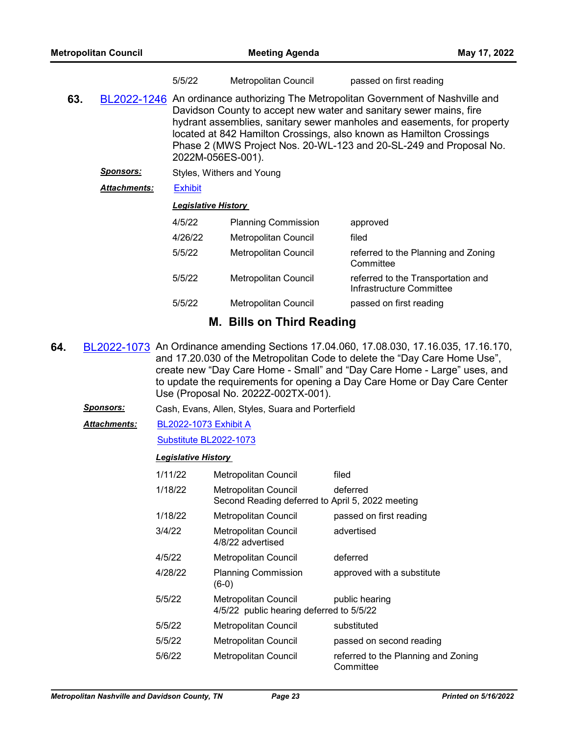| | | |
|---|---|---|
| 5/5/22 | Metropolitan Council | passed on first reading |

**63.** BL2022-1246 An ordinance authorizing The Metropolitan Government of Nashville and Davidson County to accept new water and sanitary sewer mains, fire hydrant assemblies, sanitary sewer manholes and easements, for property located at 842 Hamilton Crossings, also known as Hamilton Crossings Phase 2 (MWS Project Nos. 20-WL-123 and 20-SL-249 and Proposal No. 2022M-056ES-001).

***Sponsors:*** Styles, Withers and Young

***Attachments:*** Exhibit

***Legislative History***

| Date | Body | Action |
|---|---|---|
| 4/5/22 | Planning Commission | approved |
| 4/26/22 | Metropolitan Council | filed |
| 5/5/22 | Metropolitan Council | referred to the Planning and Zoning Committee |
| 5/5/22 | Metropolitan Council | referred to the Transportation and Infrastructure Committee |
| 5/5/22 | Metropolitan Council | passed on first reading |

## M. Bills on Third Reading

**64.** BL2022-1073 An Ordinance amending Sections 17.04.060, 17.08.030, 17.16.035, 17.16.170, and 17.20.030 of the Metropolitan Code to delete the "Day Care Home Use", create new "Day Care Home - Small" and "Day Care Home - Large" uses, and to update the requirements for opening a Day Care Home or Day Care Center Use (Proposal No. 2022Z-002TX-001).

***Sponsors:*** Cash, Evans, Allen, Styles, Suara and Porterfield

***Attachments:*** BL2022-1073 Exhibit A

Substitute BL2022-1073

***Legislative History***

| Date | Body | Action |
|---|---|---|
| 1/11/22 | Metropolitan Council | filed |
| 1/18/22 | Metropolitan Council<br>Second Reading deferred to April 5, 2022 meeting | deferred |
| 1/18/22 | Metropolitan Council | passed on first reading |
| 3/4/22 | Metropolitan Council<br>4/8/22 advertised | advertised |
| 4/5/22 | Metropolitan Council | deferred |
| 4/28/22 | Planning Commission (6-0) | approved with a substitute |
| 5/5/22 | Metropolitan Council<br>4/5/22 public hearing deferred to 5/5/22 | public hearing |
| 5/5/22 | Metropolitan Council | substituted |
| 5/5/22 | Metropolitan Council | passed on second reading |
| 5/6/22 | Metropolitan Council | referred to the Planning and Zoning Committee |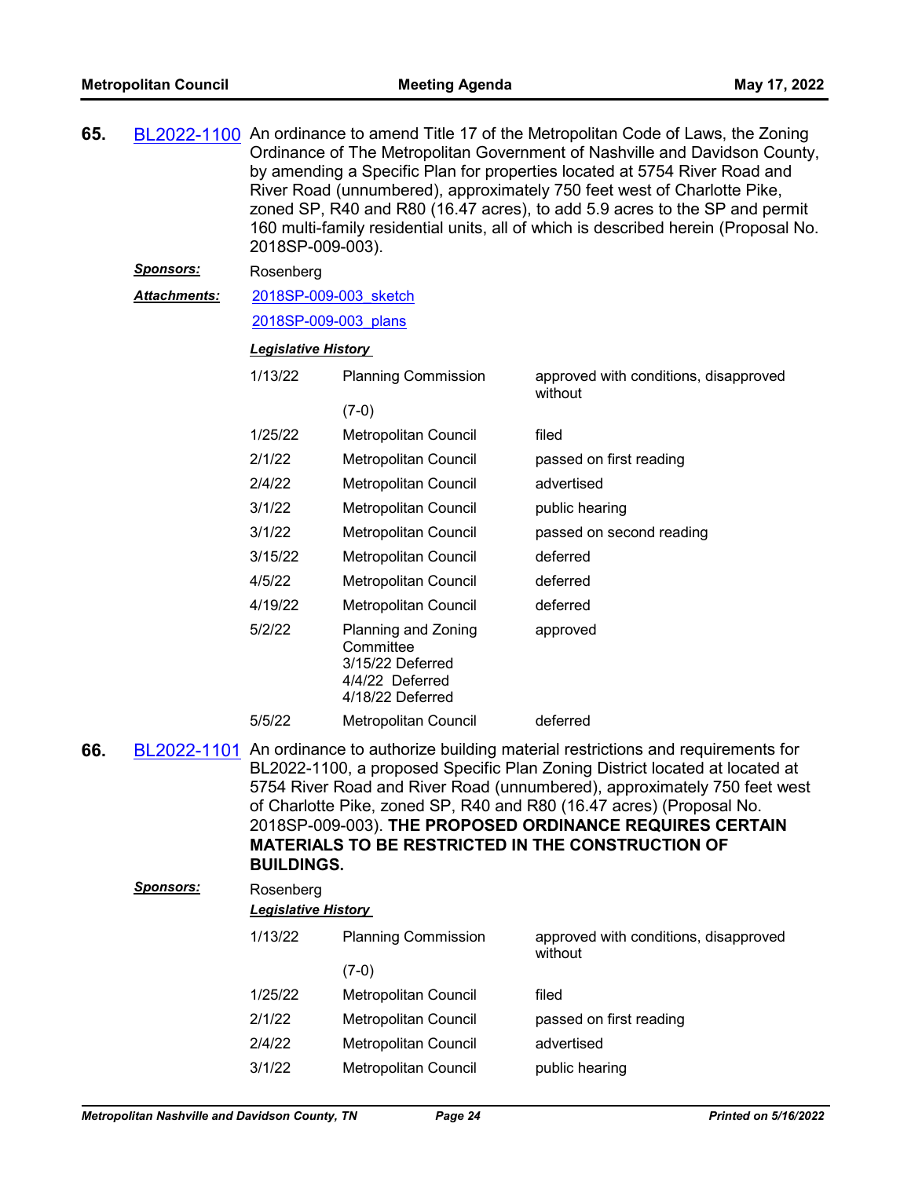**65.** BL2022-1100 An ordinance to amend Title 17 of the Metropolitan Code of Laws, the Zoning Ordinance of The Metropolitan Government of Nashville and Davidson County, by amending a Specific Plan for properties located at 5754 River Road and River Road (unnumbered), approximately 750 feet west of Charlotte Pike, zoned SP, R40 and R80 (16.47 acres), to add 5.9 acres to the SP and permit 160 multi-family residential units, all of which is described herein (Proposal No. 2018SP-009-003).

***Sponsors:*** Rosenberg

***Attachments:*** 2018SP-009-003_sketch
2018SP-009-003_plans

***Legislative History***

| | | |
|---|---|---|
| 1/13/22 | Planning Commission (7-0) | approved with conditions, disapproved without |
| 1/25/22 | Metropolitan Council | filed |
| 2/1/22 | Metropolitan Council | passed on first reading |
| 2/4/22 | Metropolitan Council | advertised |
| 3/1/22 | Metropolitan Council | public hearing |
| 3/1/22 | Metropolitan Council | passed on second reading |
| 3/15/22 | Metropolitan Council | deferred |
| 4/5/22 | Metropolitan Council | deferred |
| 4/19/22 | Metropolitan Council | deferred |
| 5/2/22 | Planning and Zoning Committee 3/15/22 Deferred 4/4/22 Deferred 4/18/22 Deferred | approved |
| 5/5/22 | Metropolitan Council | deferred |

**66.** BL2022-1101 An ordinance to authorize building material restrictions and requirements for BL2022-1100, a proposed Specific Plan Zoning District located at located at 5754 River Road and River Road (unnumbered), approximately 750 feet west of Charlotte Pike, zoned SP, R40 and R80 (16.47 acres) (Proposal No. 2018SP-009-003). **THE PROPOSED ORDINANCE REQUIRES CERTAIN MATERIALS TO BE RESTRICTED IN THE CONSTRUCTION OF BUILDINGS.**

***Sponsors:*** Rosenberg

***Legislative History***

| | | |
|---|---|---|
| 1/13/22 | Planning Commission (7-0) | approved with conditions, disapproved without |
| 1/25/22 | Metropolitan Council | filed |
| 2/1/22 | Metropolitan Council | passed on first reading |
| 2/4/22 | Metropolitan Council | advertised |
| 3/1/22 | Metropolitan Council | public hearing |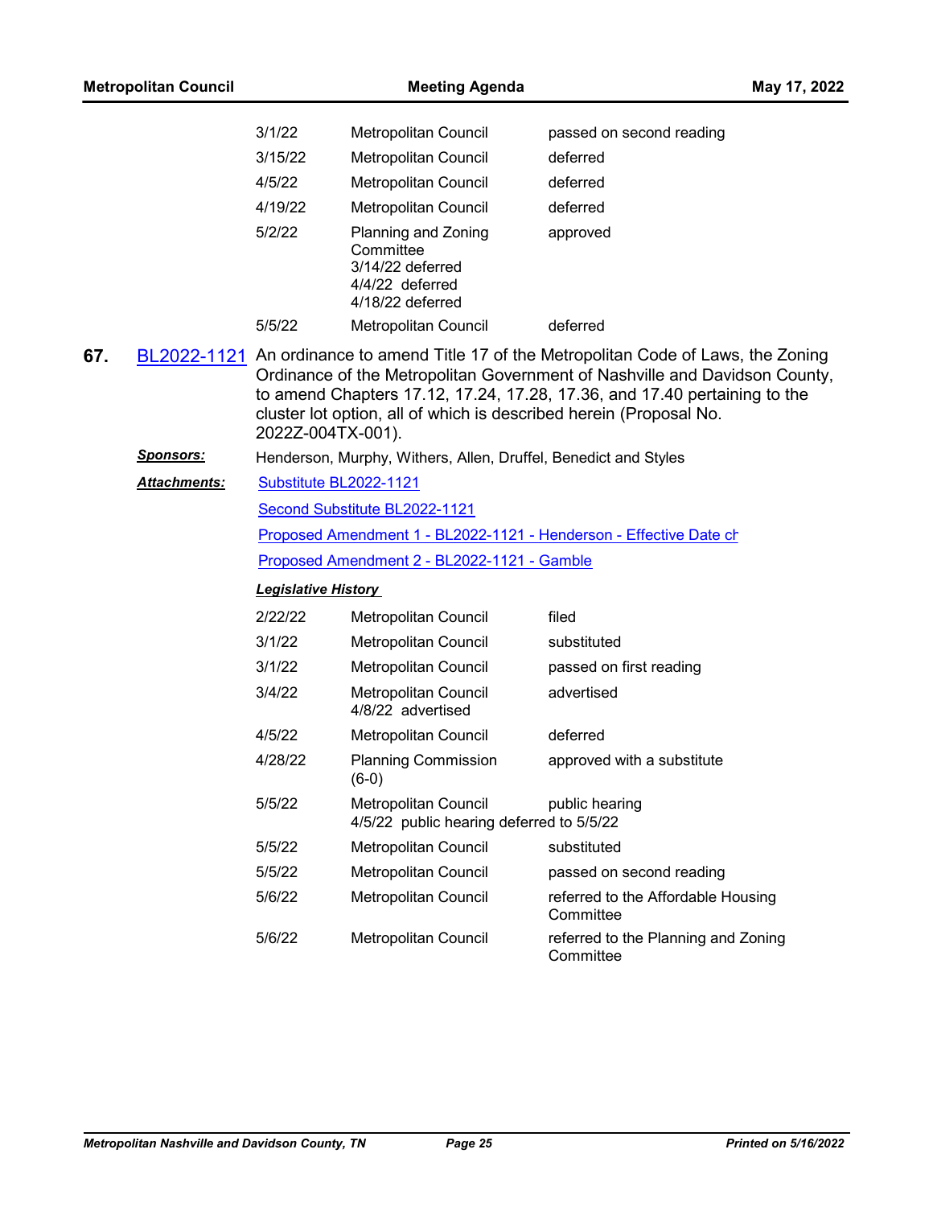| | | |
|---|---|---|
| 3/1/22 | Metropolitan Council | passed on second reading |
| 3/15/22 | Metropolitan Council | deferred |
| 4/5/22 | Metropolitan Council | deferred |
| 4/19/22 | Metropolitan Council | deferred |
| 5/2/22 | Planning and Zoning Committee<br>3/14/22 deferred<br>4/4/22 deferred<br>4/18/22 deferred | approved |
| 5/5/22 | Metropolitan Council | deferred |

**67.** BL2022-1121 An ordinance to amend Title 17 of the Metropolitan Code of Laws, the Zoning Ordinance of the Metropolitan Government of Nashville and Davidson County, to amend Chapters 17.12, 17.24, 17.28, 17.36, and 17.40 pertaining to the cluster lot option, all of which is described herein (Proposal No. 2022Z-004TX-001).

***Sponsors:*** Henderson, Murphy, Withers, Allen, Druffel, Benedict and Styles

***Attachments:*** Substitute BL2022-1121

Second Substitute BL2022-1121

Proposed Amendment 1 - BL2022-1121 - Henderson - Effective Date ch

Proposed Amendment 2 - BL2022-1121 - Gamble

***Legislative History***

| | | |
|---|---|---|
| 2/22/22 | Metropolitan Council | filed |
| 3/1/22 | Metropolitan Council | substituted |
| 3/1/22 | Metropolitan Council | passed on first reading |
| 3/4/22 | Metropolitan Council<br>4/8/22 advertised | advertised |
| 4/5/22 | Metropolitan Council | deferred |
| 4/28/22 | Planning Commission (6-0) | approved with a substitute |
| 5/5/22 | Metropolitan Council<br>4/5/22 public hearing deferred to 5/5/22 | public hearing |
| 5/5/22 | Metropolitan Council | substituted |
| 5/5/22 | Metropolitan Council | passed on second reading |
| 5/6/22 | Metropolitan Council | referred to the Affordable Housing Committee |
| 5/6/22 | Metropolitan Council | referred to the Planning and Zoning Committee |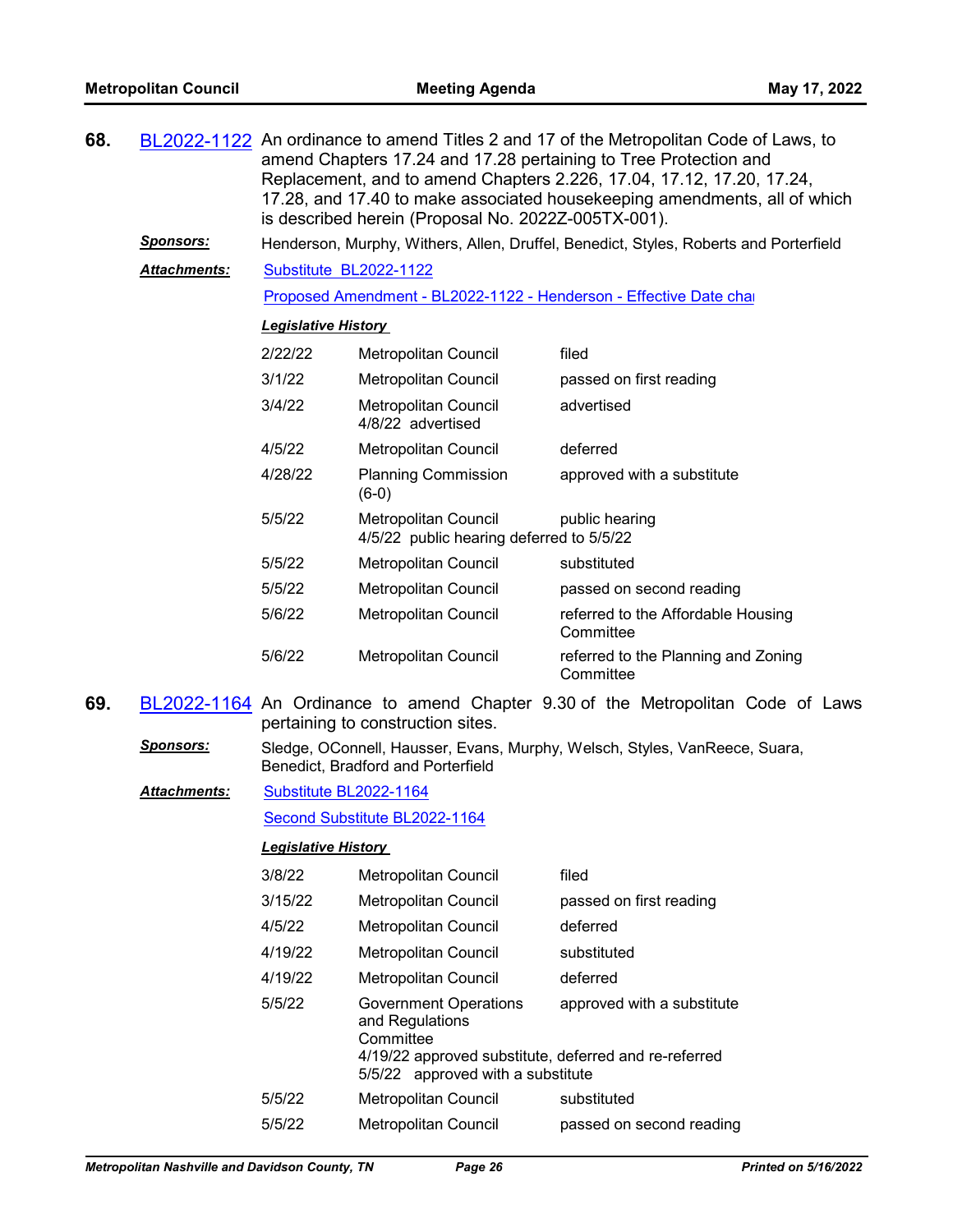**68.** BL2022-1122 An ordinance to amend Titles 2 and 17 of the Metropolitan Code of Laws, to amend Chapters 17.24 and 17.28 pertaining to Tree Protection and Replacement, and to amend Chapters 2.226, 17.04, 17.12, 17.20, 17.24, 17.28, and 17.40 to make associated housekeeping amendments, all of which is described herein (Proposal No. 2022Z-005TX-001).

***Sponsors:*** Henderson, Murphy, Withers, Allen, Druffel, Benedict, Styles, Roberts and Porterfield

***Attachments:*** Substitute BL2022-1122

Proposed Amendment - BL2022-1122 - Henderson - Effective Date cha

***Legislative History***

| | | |
|---|---|---|
| 2/22/22 | Metropolitan Council | filed |
| 3/1/22 | Metropolitan Council | passed on first reading |
| 3/4/22 | Metropolitan Council<br>4/8/22 advertised | advertised |
| 4/5/22 | Metropolitan Council | deferred |
| 4/28/22 | Planning Commission (6-0) | approved with a substitute |
| 5/5/22 | Metropolitan Council<br>4/5/22 public hearing deferred to 5/5/22 | public hearing |
| 5/5/22 | Metropolitan Council | substituted |
| 5/5/22 | Metropolitan Council | passed on second reading |
| 5/6/22 | Metropolitan Council | referred to the Affordable Housing Committee |
| 5/6/22 | Metropolitan Council | referred to the Planning and Zoning Committee |

**69.** BL2022-1164 An Ordinance to amend Chapter 9.30 of the Metropolitan Code of Laws pertaining to construction sites.

***Sponsors:*** Sledge, OConnell, Hausser, Evans, Murphy, Welsch, Styles, VanReece, Suara, Benedict, Bradford and Porterfield

***Attachments:*** Substitute BL2022-1164

Second Substitute BL2022-1164

***Legislative History***

| | | |
|---|---|---|
| 3/8/22 | Metropolitan Council | filed |
| 3/15/22 | Metropolitan Council | passed on first reading |
| 4/5/22 | Metropolitan Council | deferred |
| 4/19/22 | Metropolitan Council | substituted |
| 4/19/22 | Metropolitan Council | deferred |
| 5/5/22 | Government Operations and Regulations Committee<br>4/19/22 approved substitute, deferred and re-referred<br>5/5/22 approved with a substitute | approved with a substitute |
| 5/5/22 | Metropolitan Council | substituted |
| 5/5/22 | Metropolitan Council | passed on second reading |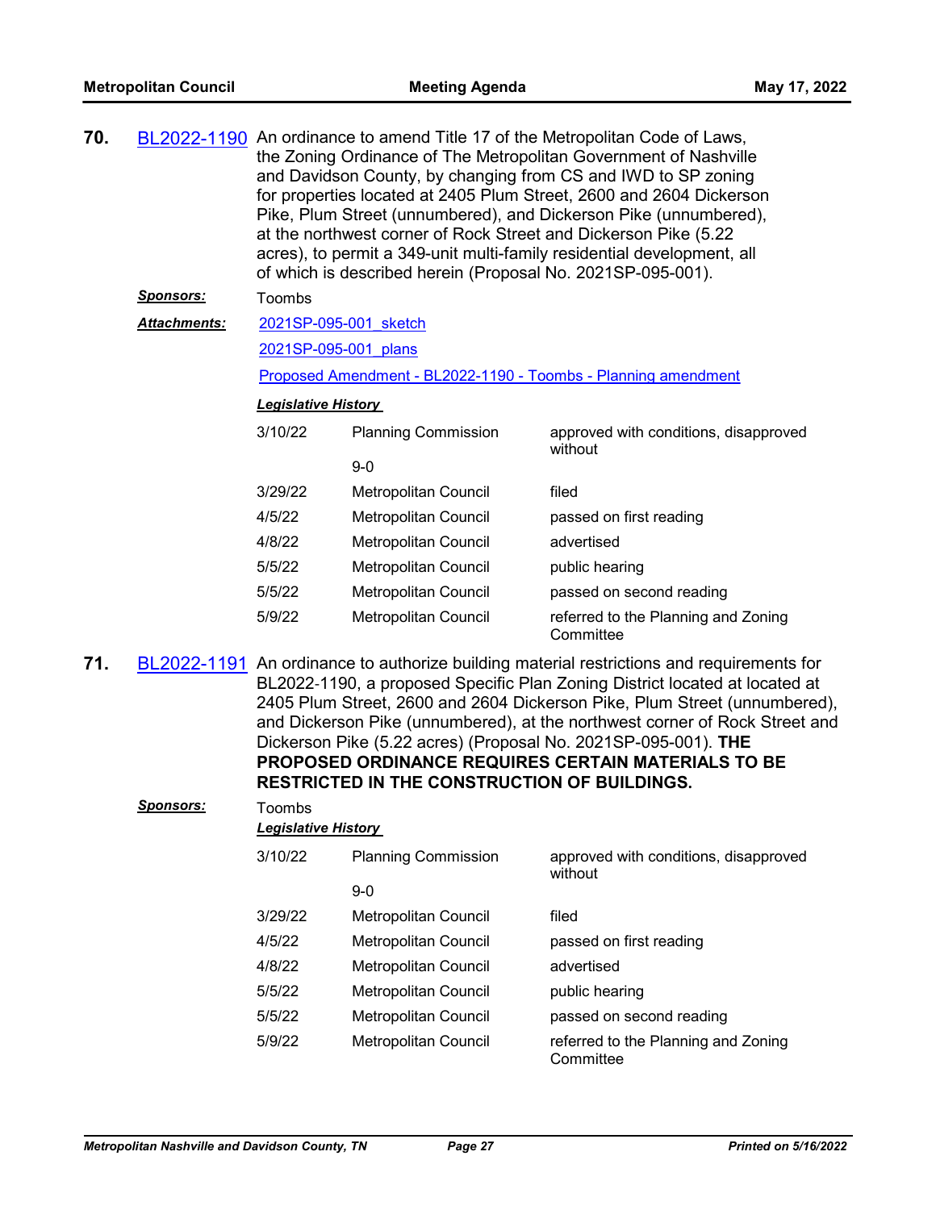**70.** BL2022-1190 An ordinance to amend Title 17 of the Metropolitan Code of Laws, the Zoning Ordinance of The Metropolitan Government of Nashville and Davidson County, by changing from CS and IWD to SP zoning for properties located at 2405 Plum Street, 2600 and 2604 Dickerson Pike, Plum Street (unnumbered), and Dickerson Pike (unnumbered), at the northwest corner of Rock Street and Dickerson Pike (5.22 acres), to permit a 349-unit multi-family residential development, all of which is described herein (Proposal No. 2021SP-095-001).

***Sponsors:*** Toombs

***Attachments:*** 2021SP-095-001_sketch

2021SP-095-001_plans

Proposed Amendment - BL2022-1190 - Toombs - Planning amendment

***Legislative History***

| | | |
|---|---|---|
| 3/10/22 | Planning Commission | approved with conditions, disapproved without |
| | 9-0 | |
| 3/29/22 | Metropolitan Council | filed |
| 4/5/22 | Metropolitan Council | passed on first reading |
| 4/8/22 | Metropolitan Council | advertised |
| 5/5/22 | Metropolitan Council | public hearing |
| 5/5/22 | Metropolitan Council | passed on second reading |
| 5/9/22 | Metropolitan Council | referred to the Planning and Zoning Committee |

**71.** BL2022-1191 An ordinance to authorize building material restrictions and requirements for BL2022-1190, a proposed Specific Plan Zoning District located at located at 2405 Plum Street, 2600 and 2604 Dickerson Pike, Plum Street (unnumbered), and Dickerson Pike (unnumbered), at the northwest corner of Rock Street and Dickerson Pike (5.22 acres) (Proposal No. 2021SP-095-001). **THE PROPOSED ORDINANCE REQUIRES CERTAIN MATERIALS TO BE RESTRICTED IN THE CONSTRUCTION OF BUILDINGS.**

***Sponsors:*** Toombs

***Legislative History***

| | | |
|---|---|---|
| 3/10/22 | Planning Commission | approved with conditions, disapproved without |
| | 9-0 | |
| 3/29/22 | Metropolitan Council | filed |
| 4/5/22 | Metropolitan Council | passed on first reading |
| 4/8/22 | Metropolitan Council | advertised |
| 5/5/22 | Metropolitan Council | public hearing |
| 5/5/22 | Metropolitan Council | passed on second reading |
| 5/9/22 | Metropolitan Council | referred to the Planning and Zoning Committee |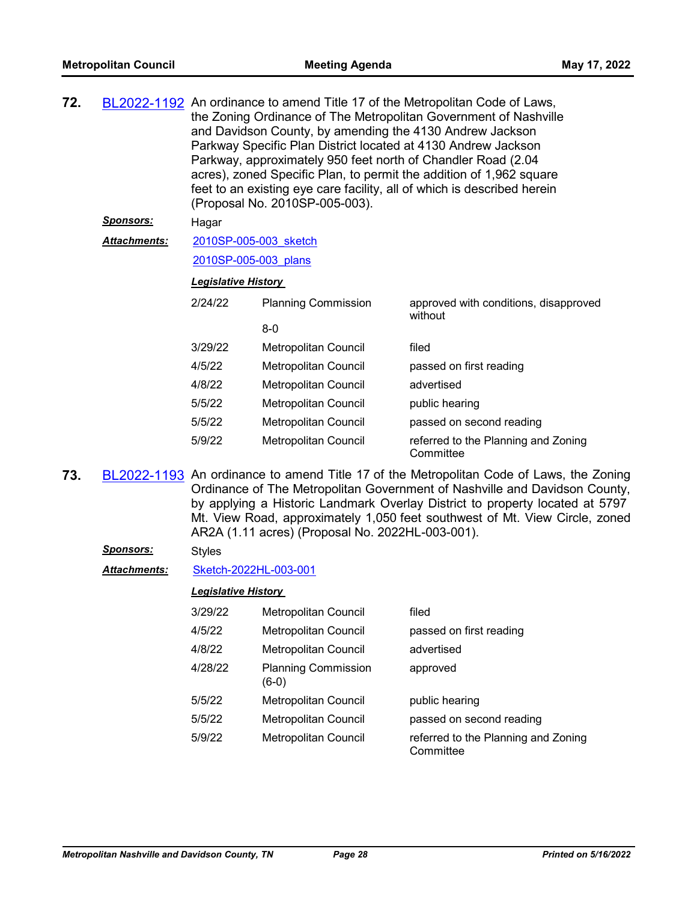**72.** BL2022-1192 An ordinance to amend Title 17 of the Metropolitan Code of Laws, the Zoning Ordinance of The Metropolitan Government of Nashville and Davidson County, by amending the 4130 Andrew Jackson Parkway Specific Plan District located at 4130 Andrew Jackson Parkway, approximately 950 feet north of Chandler Road (2.04 acres), zoned Specific Plan, to permit the addition of 1,962 square feet to an existing eye care facility, all of which is described herein (Proposal No. 2010SP-005-003).

***Sponsors:*** Hagar

***Attachments:*** 2010SP-005-003_sketch

2010SP-005-003_plans

***Legislative History***

| | | |
|---|---|---|
| 2/24/22 | Planning Commission 8-0 | approved with conditions, disapproved without |
| 3/29/22 | Metropolitan Council | filed |
| 4/5/22 | Metropolitan Council | passed on first reading |
| 4/8/22 | Metropolitan Council | advertised |
| 5/5/22 | Metropolitan Council | public hearing |
| 5/5/22 | Metropolitan Council | passed on second reading |
| 5/9/22 | Metropolitan Council | referred to the Planning and Zoning Committee |

**73.** BL2022-1193 An ordinance to amend Title 17 of the Metropolitan Code of Laws, the Zoning Ordinance of The Metropolitan Government of Nashville and Davidson County, by applying a Historic Landmark Overlay District to property located at 5797 Mt. View Road, approximately 1,050 feet southwest of Mt. View Circle, zoned AR2A (1.11 acres) (Proposal No. 2022HL-003-001).

***Sponsors:*** Styles

***Attachments:*** Sketch-2022HL-003-001

***Legislative History***

| | | |
|---|---|---|
| 3/29/22 | Metropolitan Council | filed |
| 4/5/22 | Metropolitan Council | passed on first reading |
| 4/8/22 | Metropolitan Council | advertised |
| 4/28/22 | Planning Commission (6-0) | approved |
| 5/5/22 | Metropolitan Council | public hearing |
| 5/5/22 | Metropolitan Council | passed on second reading |
| 5/9/22 | Metropolitan Council | referred to the Planning and Zoning Committee |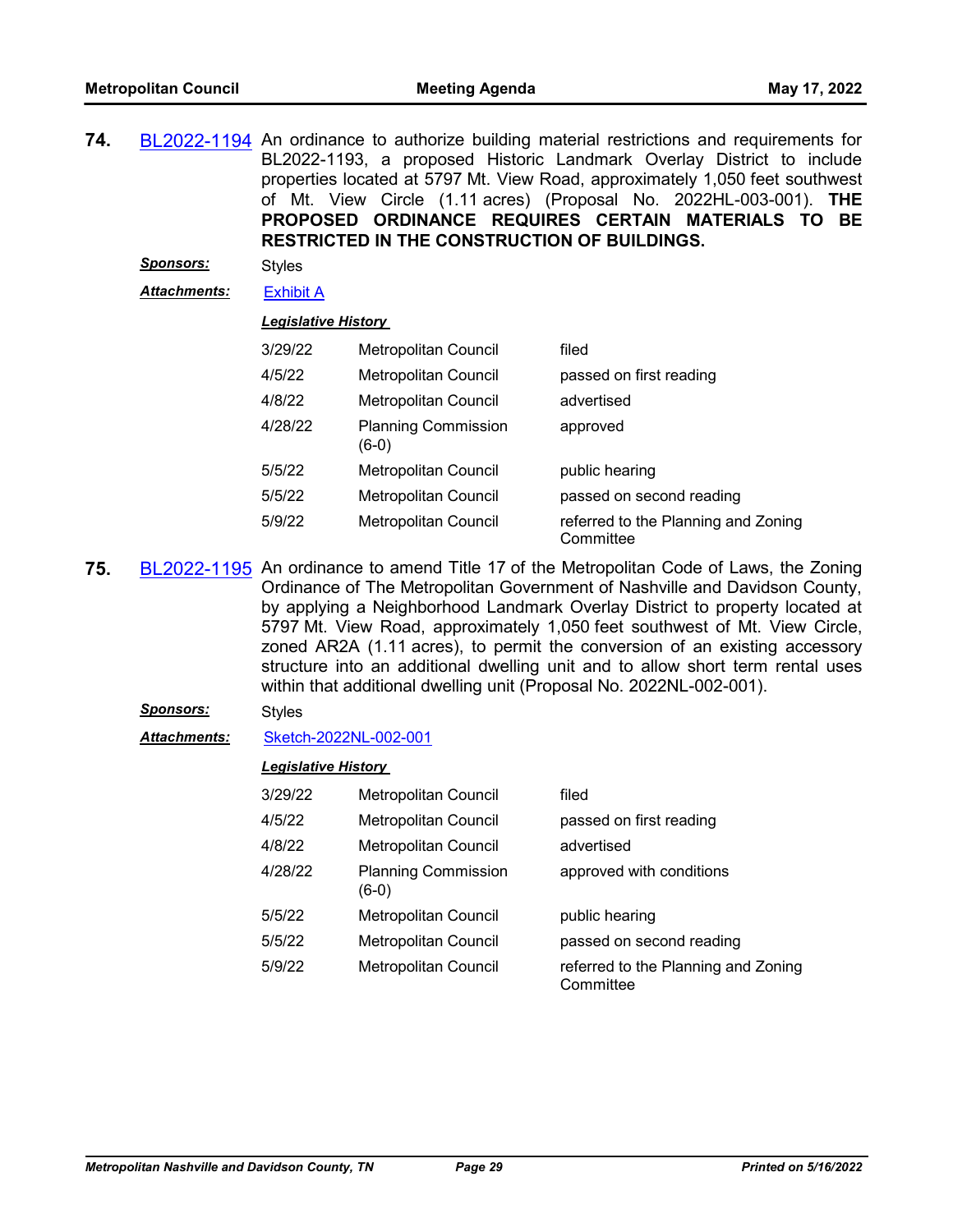**74.** BL2022-1194 An ordinance to authorize building material restrictions and requirements for BL2022-1193, a proposed Historic Landmark Overlay District to include properties located at 5797 Mt. View Road, approximately 1,050 feet southwest of Mt. View Circle (1.11 acres) (Proposal No. 2022HL-003-001). **THE PROPOSED ORDINANCE REQUIRES CERTAIN MATERIALS TO BE RESTRICTED IN THE CONSTRUCTION OF BUILDINGS.**

***Sponsors:*** Styles

***Attachments:*** Exhibit A

***Legislative History***

| | | |
|---|---|---|
| 3/29/22 | Metropolitan Council | filed |
| 4/5/22 | Metropolitan Council | passed on first reading |
| 4/8/22 | Metropolitan Council | advertised |
| 4/28/22 | Planning Commission (6-0) | approved |
| 5/5/22 | Metropolitan Council | public hearing |
| 5/5/22 | Metropolitan Council | passed on second reading |
| 5/9/22 | Metropolitan Council | referred to the Planning and Zoning Committee |

**75.** BL2022-1195 An ordinance to amend Title 17 of the Metropolitan Code of Laws, the Zoning Ordinance of The Metropolitan Government of Nashville and Davidson County, by applying a Neighborhood Landmark Overlay District to property located at 5797 Mt. View Road, approximately 1,050 feet southwest of Mt. View Circle, zoned AR2A (1.11 acres), to permit the conversion of an existing accessory structure into an additional dwelling unit and to allow short term rental uses within that additional dwelling unit (Proposal No. 2022NL-002-001).

***Sponsors:*** Styles

***Attachments:*** Sketch-2022NL-002-001

***Legislative History***

| | | |
|---|---|---|
| 3/29/22 | Metropolitan Council | filed |
| 4/5/22 | Metropolitan Council | passed on first reading |
| 4/8/22 | Metropolitan Council | advertised |
| 4/28/22 | Planning Commission (6-0) | approved with conditions |
| 5/5/22 | Metropolitan Council | public hearing |
| 5/5/22 | Metropolitan Council | passed on second reading |
| 5/9/22 | Metropolitan Council | referred to the Planning and Zoning Committee |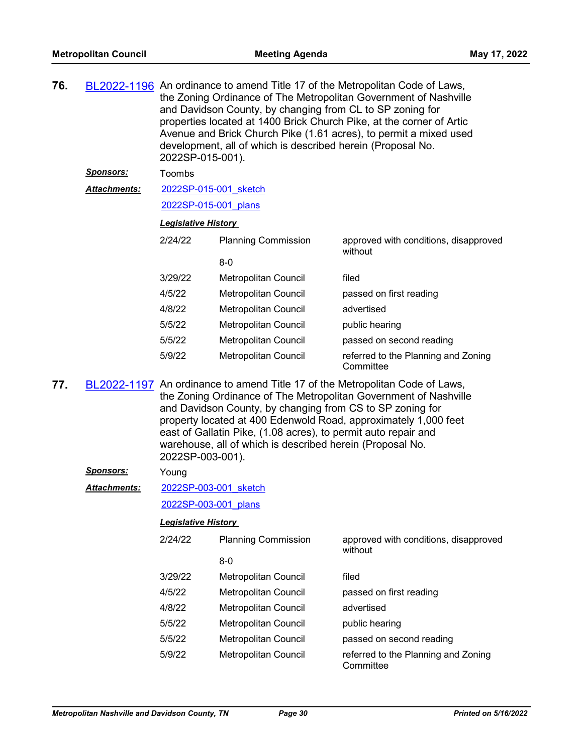**76.** BL2022-1196 An ordinance to amend Title 17 of the Metropolitan Code of Laws, the Zoning Ordinance of The Metropolitan Government of Nashville and Davidson County, by changing from CL to SP zoning for properties located at 1400 Brick Church Pike, at the corner of Artic Avenue and Brick Church Pike (1.61 acres), to permit a mixed used development, all of which is described herein (Proposal No. 2022SP-015-001).

***Sponsors:*** Toombs

***Attachments:*** 2022SP-015-001_sketch
2022SP-015-001_plans

***Legislative History***

| Date | Body | Action |
|---|---|---|
| 2/24/22 | Planning Commission<br>8-0 | approved with conditions, disapproved without |
| 3/29/22 | Metropolitan Council | filed |
| 4/5/22 | Metropolitan Council | passed on first reading |
| 4/8/22 | Metropolitan Council | advertised |
| 5/5/22 | Metropolitan Council | public hearing |
| 5/5/22 | Metropolitan Council | passed on second reading |
| 5/9/22 | Metropolitan Council | referred to the Planning and Zoning Committee |

**77.** BL2022-1197 An ordinance to amend Title 17 of the Metropolitan Code of Laws, the Zoning Ordinance of The Metropolitan Government of Nashville and Davidson County, by changing from CS to SP zoning for property located at 400 Edenwold Road, approximately 1,000 feet east of Gallatin Pike, (1.08 acres), to permit auto repair and warehouse, all of which is described herein (Proposal No. 2022SP-003-001).

***Sponsors:*** Young

***Attachments:*** 2022SP-003-001_sketch
2022SP-003-001_plans

***Legislative History***

| Date | Body | Action |
|---|---|---|
| 2/24/22 | Planning Commission<br>8-0 | approved with conditions, disapproved without |
| 3/29/22 | Metropolitan Council | filed |
| 4/5/22 | Metropolitan Council | passed on first reading |
| 4/8/22 | Metropolitan Council | advertised |
| 5/5/22 | Metropolitan Council | public hearing |
| 5/5/22 | Metropolitan Council | passed on second reading |
| 5/9/22 | Metropolitan Council | referred to the Planning and Zoning Committee |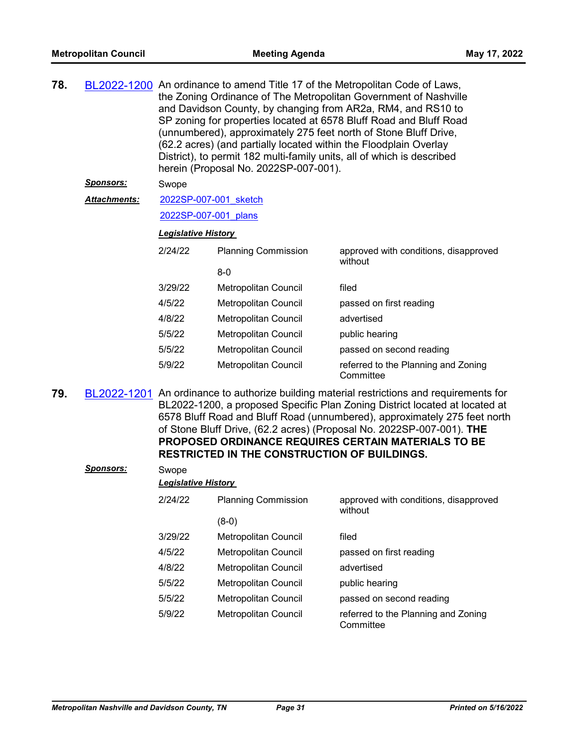**78.** BL2022-1200 An ordinance to amend Title 17 of the Metropolitan Code of Laws, the Zoning Ordinance of The Metropolitan Government of Nashville and Davidson County, by changing from AR2a, RM4, and RS10 to SP zoning for properties located at 6578 Bluff Road and Bluff Road (unnumbered), approximately 275 feet north of Stone Bluff Drive, (62.2 acres) (and partially located within the Floodplain Overlay District), to permit 182 multi-family units, all of which is described herein (Proposal No. 2022SP-007-001).

***Sponsors:*** Swope

***Attachments:*** 2022SP-007-001_sketch
2022SP-007-001_plans

***Legislative History***

| | | |
|---|---|---|
| 2/24/22 | Planning Commission<br>8-0 | approved with conditions, disapproved without |
| 3/29/22 | Metropolitan Council | filed |
| 4/5/22 | Metropolitan Council | passed on first reading |
| 4/8/22 | Metropolitan Council | advertised |
| 5/5/22 | Metropolitan Council | public hearing |
| 5/5/22 | Metropolitan Council | passed on second reading |
| 5/9/22 | Metropolitan Council | referred to the Planning and Zoning Committee |

**79.** BL2022-1201 An ordinance to authorize building material restrictions and requirements for BL2022-1200, a proposed Specific Plan Zoning District located at located at 6578 Bluff Road and Bluff Road (unnumbered), approximately 275 feet north of Stone Bluff Drive, (62.2 acres) (Proposal No. 2022SP-007-001). **THE PROPOSED ORDINANCE REQUIRES CERTAIN MATERIALS TO BE RESTRICTED IN THE CONSTRUCTION OF BUILDINGS.**

***Sponsors:*** Swope

***Legislative History***

| | | |
|---|---|---|
| 2/24/22 | Planning Commission<br>(8-0) | approved with conditions, disapproved without |
| 3/29/22 | Metropolitan Council | filed |
| 4/5/22 | Metropolitan Council | passed on first reading |
| 4/8/22 | Metropolitan Council | advertised |
| 5/5/22 | Metropolitan Council | public hearing |
| 5/5/22 | Metropolitan Council | passed on second reading |
| 5/9/22 | Metropolitan Council | referred to the Planning and Zoning Committee |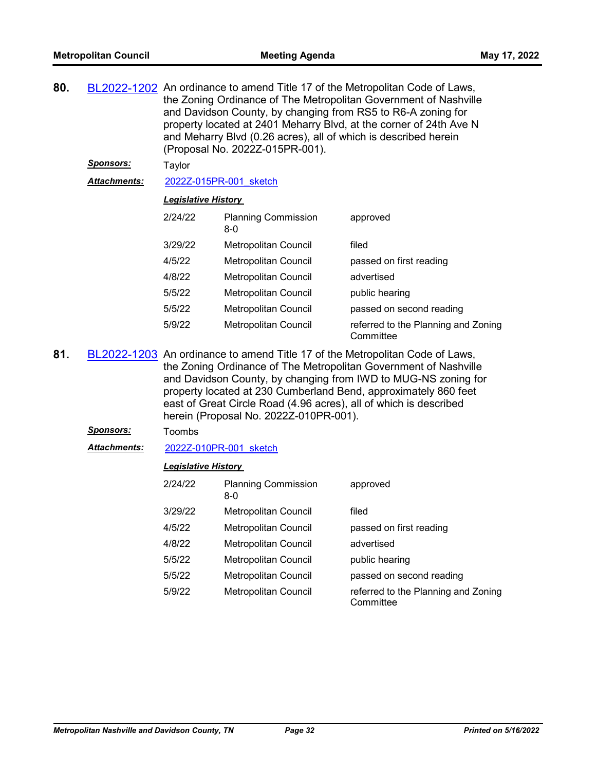**80.** BL2022-1202 An ordinance to amend Title 17 of the Metropolitan Code of Laws, the Zoning Ordinance of The Metropolitan Government of Nashville and Davidson County, by changing from RS5 to R6-A zoning for property located at 2401 Meharry Blvd, at the corner of 24th Ave N and Meharry Blvd (0.26 acres), all of which is described herein (Proposal No. 2022Z-015PR-001).

***Sponsors:*** Taylor

***Attachments:*** 2022Z-015PR-001_sketch

***Legislative History***

| | | |
|---|---|---|
| 2/24/22 | Planning Commission 8-0 | approved |
| 3/29/22 | Metropolitan Council | filed |
| 4/5/22 | Metropolitan Council | passed on first reading |
| 4/8/22 | Metropolitan Council | advertised |
| 5/5/22 | Metropolitan Council | public hearing |
| 5/5/22 | Metropolitan Council | passed on second reading |
| 5/9/22 | Metropolitan Council | referred to the Planning and Zoning Committee |

**81.** BL2022-1203 An ordinance to amend Title 17 of the Metropolitan Code of Laws, the Zoning Ordinance of The Metropolitan Government of Nashville and Davidson County, by changing from IWD to MUG-NS zoning for property located at 230 Cumberland Bend, approximately 860 feet east of Great Circle Road (4.96 acres), all of which is described herein (Proposal No. 2022Z-010PR-001).

***Sponsors:*** Toombs

***Attachments:*** 2022Z-010PR-001_sketch

***Legislative History***

| | | |
|---|---|---|
| 2/24/22 | Planning Commission 8-0 | approved |
| 3/29/22 | Metropolitan Council | filed |
| 4/5/22 | Metropolitan Council | passed on first reading |
| 4/8/22 | Metropolitan Council | advertised |
| 5/5/22 | Metropolitan Council | public hearing |
| 5/5/22 | Metropolitan Council | passed on second reading |
| 5/9/22 | Metropolitan Council | referred to the Planning and Zoning Committee |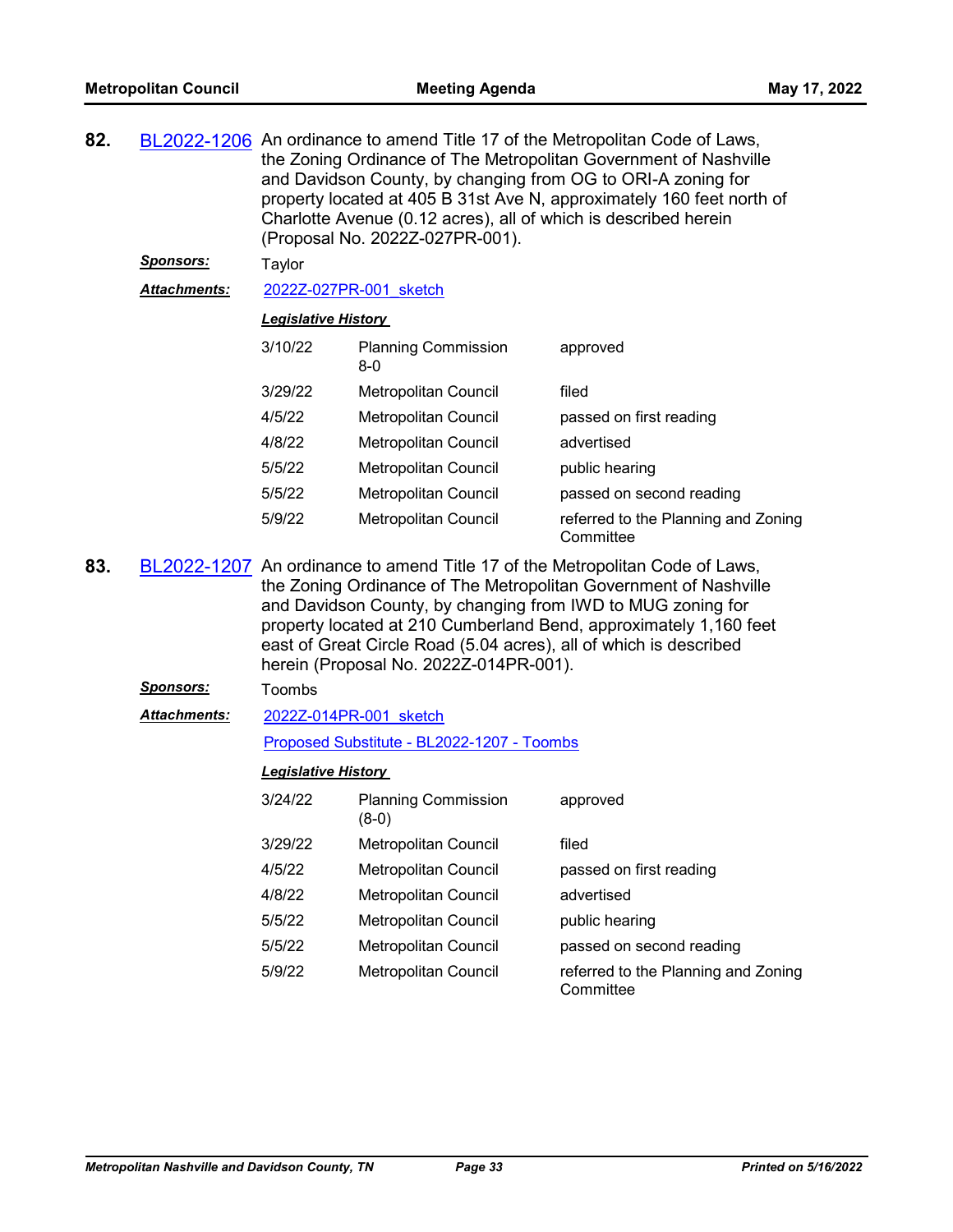**82.** BL2022-1206 An ordinance to amend Title 17 of the Metropolitan Code of Laws, the Zoning Ordinance of The Metropolitan Government of Nashville and Davidson County, by changing from OG to ORI-A zoning for property located at 405 B 31st Ave N, approximately 160 feet north of Charlotte Avenue (0.12 acres), all of which is described herein (Proposal No. 2022Z-027PR-001).

***Sponsors:*** Taylor

***Attachments:*** 2022Z-027PR-001_sketch

***Legislative History***

| | | |
|---|---|---|
| 3/10/22 | Planning Commission 8-0 | approved |
| 3/29/22 | Metropolitan Council | filed |
| 4/5/22 | Metropolitan Council | passed on first reading |
| 4/8/22 | Metropolitan Council | advertised |
| 5/5/22 | Metropolitan Council | public hearing |
| 5/5/22 | Metropolitan Council | passed on second reading |
| 5/9/22 | Metropolitan Council | referred to the Planning and Zoning Committee |

**83.** BL2022-1207 An ordinance to amend Title 17 of the Metropolitan Code of Laws, the Zoning Ordinance of The Metropolitan Government of Nashville and Davidson County, by changing from IWD to MUG zoning for property located at 210 Cumberland Bend, approximately 1,160 feet east of Great Circle Road (5.04 acres), all of which is described herein (Proposal No. 2022Z-014PR-001).

***Sponsors:*** Toombs

***Attachments:*** 2022Z-014PR-001_sketch

Proposed Substitute - BL2022-1207 - Toombs

***Legislative History***

| | | |
|---|---|---|
| 3/24/22 | Planning Commission (8-0) | approved |
| 3/29/22 | Metropolitan Council | filed |
| 4/5/22 | Metropolitan Council | passed on first reading |
| 4/8/22 | Metropolitan Council | advertised |
| 5/5/22 | Metropolitan Council | public hearing |
| 5/5/22 | Metropolitan Council | passed on second reading |
| 5/9/22 | Metropolitan Council | referred to the Planning and Zoning Committee |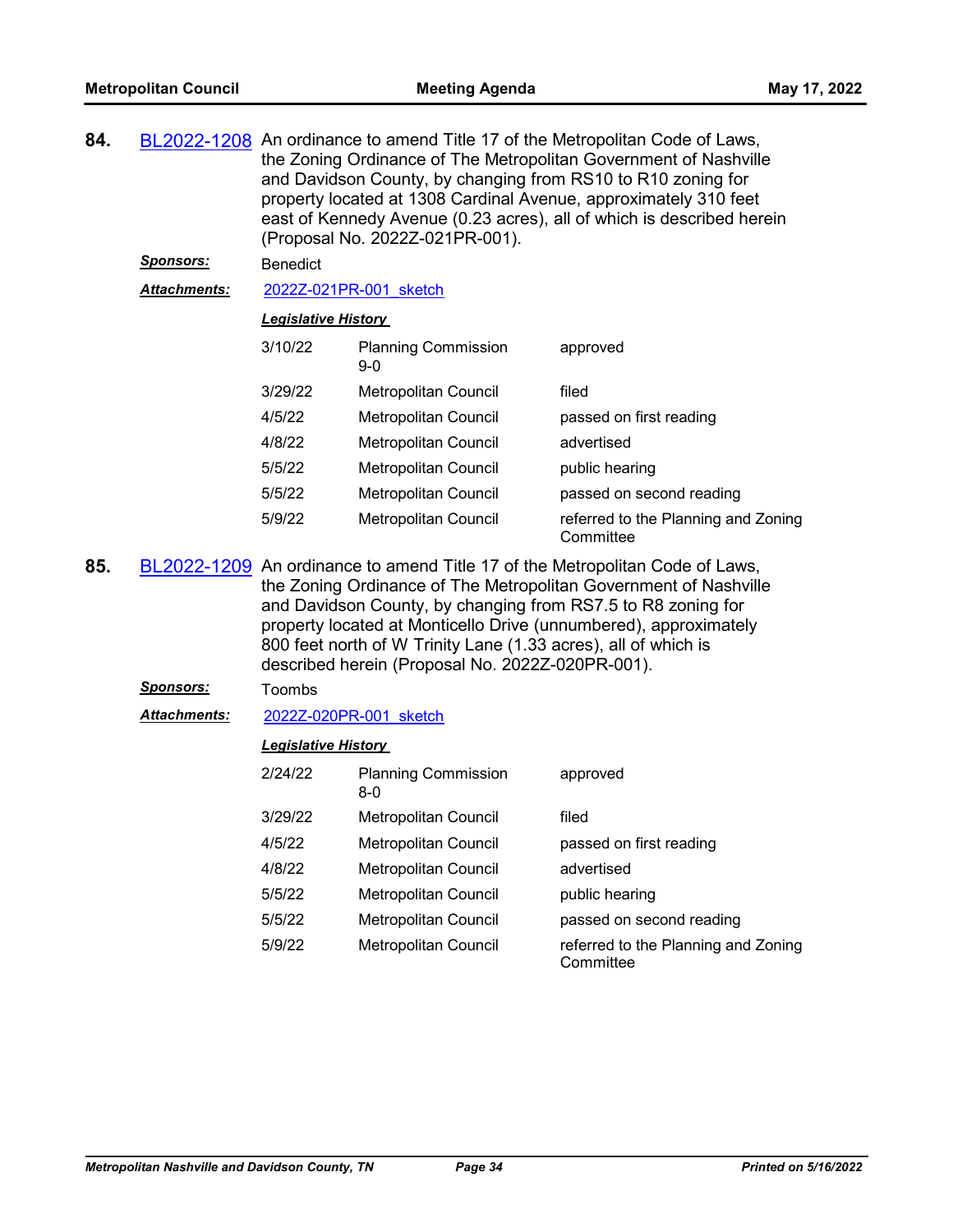**84.** BL2022-1208 An ordinance to amend Title 17 of the Metropolitan Code of Laws, the Zoning Ordinance of The Metropolitan Government of Nashville and Davidson County, by changing from RS10 to R10 zoning for property located at 1308 Cardinal Avenue, approximately 310 feet east of Kennedy Avenue (0.23 acres), all of which is described herein (Proposal No. 2022Z-021PR-001).

***Sponsors:*** Benedict

***Attachments:*** 2022Z-021PR-001_sketch

***Legislative History***

| | | |
|---|---|---|
| 3/10/22 | Planning Commission 9-0 | approved |
| 3/29/22 | Metropolitan Council | filed |
| 4/5/22 | Metropolitan Council | passed on first reading |
| 4/8/22 | Metropolitan Council | advertised |
| 5/5/22 | Metropolitan Council | public hearing |
| 5/5/22 | Metropolitan Council | passed on second reading |
| 5/9/22 | Metropolitan Council | referred to the Planning and Zoning Committee |

**85.** BL2022-1209 An ordinance to amend Title 17 of the Metropolitan Code of Laws, the Zoning Ordinance of The Metropolitan Government of Nashville and Davidson County, by changing from RS7.5 to R8 zoning for property located at Monticello Drive (unnumbered), approximately 800 feet north of W Trinity Lane (1.33 acres), all of which is described herein (Proposal No. 2022Z-020PR-001).

***Sponsors:*** Toombs

***Attachments:*** 2022Z-020PR-001_sketch

***Legislative History***

| | | |
|---|---|---|
| 2/24/22 | Planning Commission 8-0 | approved |
| 3/29/22 | Metropolitan Council | filed |
| 4/5/22 | Metropolitan Council | passed on first reading |
| 4/8/22 | Metropolitan Council | advertised |
| 5/5/22 | Metropolitan Council | public hearing |
| 5/5/22 | Metropolitan Council | passed on second reading |
| 5/9/22 | Metropolitan Council | referred to the Planning and Zoning Committee |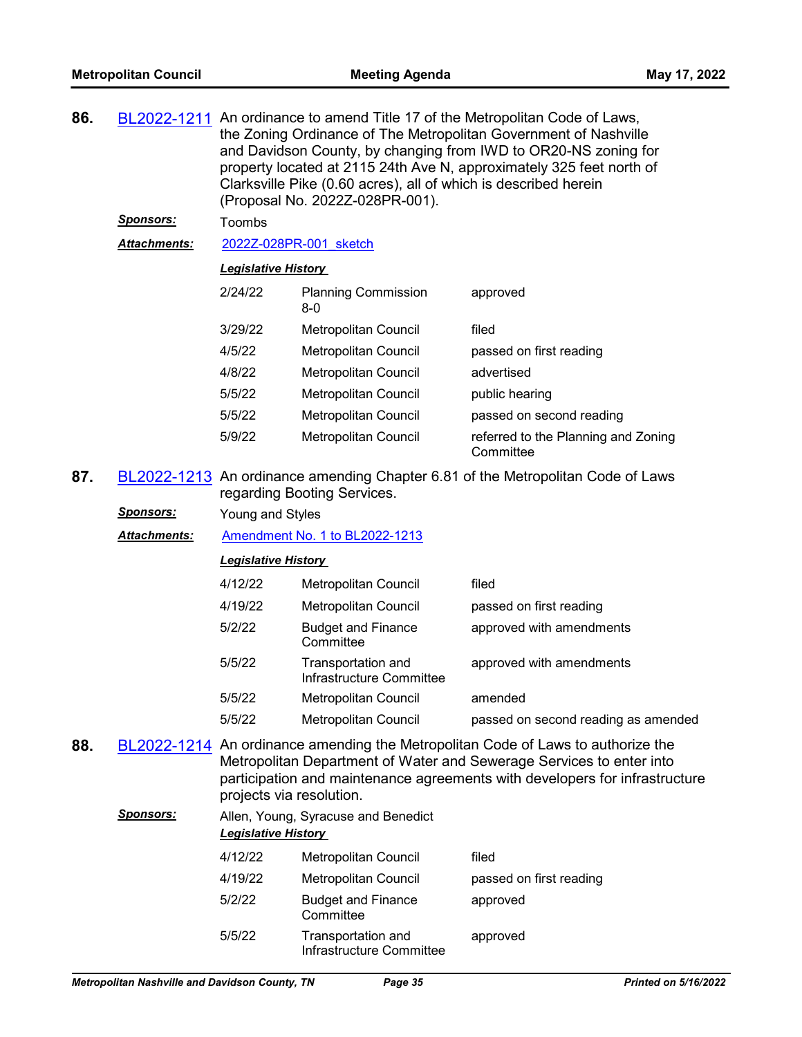**86.** BL2022-1211 An ordinance to amend Title 17 of the Metropolitan Code of Laws, the Zoning Ordinance of The Metropolitan Government of Nashville and Davidson County, by changing from IWD to OR20-NS zoning for property located at 2115 24th Ave N, approximately 325 feet north of Clarksville Pike (0.60 acres), all of which is described herein (Proposal No. 2022Z-028PR-001).

***Sponsors:*** Toombs

***Attachments:*** 2022Z-028PR-001_sketch

***Legislative History***

| | | |
|---|---|---|
| 2/24/22 | Planning Commission 8-0 | approved |
| 3/29/22 | Metropolitan Council | filed |
| 4/5/22 | Metropolitan Council | passed on first reading |
| 4/8/22 | Metropolitan Council | advertised |
| 5/5/22 | Metropolitan Council | public hearing |
| 5/5/22 | Metropolitan Council | passed on second reading |
| 5/9/22 | Metropolitan Council | referred to the Planning and Zoning Committee |

**87.** BL2022-1213 An ordinance amending Chapter 6.81 of the Metropolitan Code of Laws regarding Booting Services.

***Sponsors:*** Young and Styles

***Attachments:*** Amendment No. 1 to BL2022-1213

***Legislative History***

| | | |
|---|---|---|
| 4/12/22 | Metropolitan Council | filed |
| 4/19/22 | Metropolitan Council | passed on first reading |
| 5/2/22 | Budget and Finance Committee | approved with amendments |
| 5/5/22 | Transportation and Infrastructure Committee | approved with amendments |
| 5/5/22 | Metropolitan Council | amended |
| 5/5/22 | Metropolitan Council | passed on second reading as amended |

**88.** BL2022-1214 An ordinance amending the Metropolitan Code of Laws to authorize the Metropolitan Department of Water and Sewerage Services to enter into participation and maintenance agreements with developers for infrastructure projects via resolution.

***Sponsors:*** Allen, Young, Syracuse and Benedict

***Legislative History***

| | | |
|---|---|---|
| 4/12/22 | Metropolitan Council | filed |
| 4/19/22 | Metropolitan Council | passed on first reading |
| 5/2/22 | Budget and Finance Committee | approved |
| 5/5/22 | Transportation and Infrastructure Committee | approved |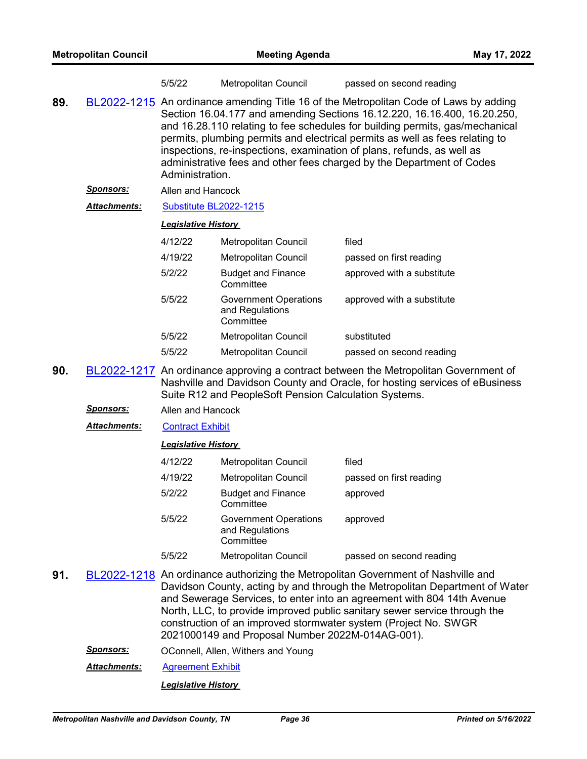| | | |
|---|---|---|
| 5/5/22 | Metropolitan Council | passed on second reading |

**89.** BL2022-1215 An ordinance amending Title 16 of the Metropolitan Code of Laws by adding Section 16.04.177 and amending Sections 16.12.220, 16.16.400, 16.20.250, and 16.28.110 relating to fee schedules for building permits, gas/mechanical permits, plumbing permits and electrical permits as well as fees relating to inspections, re-inspections, examination of plans, refunds, as well as administrative fees and other fees charged by the Department of Codes Administration.

***Sponsors:*** Allen and Hancock

***Attachments:*** Substitute BL2022-1215

***Legislative History***

| Date | Body | Action |
|---|---|---|
| 4/12/22 | Metropolitan Council | filed |
| 4/19/22 | Metropolitan Council | passed on first reading |
| 5/2/22 | Budget and Finance Committee | approved with a substitute |
| 5/5/22 | Government Operations and Regulations Committee | approved with a substitute |
| 5/5/22 | Metropolitan Council | substituted |
| 5/5/22 | Metropolitan Council | passed on second reading |

**90.** BL2022-1217 An ordinance approving a contract between the Metropolitan Government of Nashville and Davidson County and Oracle, for hosting services of eBusiness Suite R12 and PeopleSoft Pension Calculation Systems.

***Sponsors:*** Allen and Hancock

***Attachments:*** Contract Exhibit

***Legislative History***

| Date | Body | Action |
|---|---|---|
| 4/12/22 | Metropolitan Council | filed |
| 4/19/22 | Metropolitan Council | passed on first reading |
| 5/2/22 | Budget and Finance Committee | approved |
| 5/5/22 | Government Operations and Regulations Committee | approved |
| 5/5/22 | Metropolitan Council | passed on second reading |

**91.** BL2022-1218 An ordinance authorizing the Metropolitan Government of Nashville and Davidson County, acting by and through the Metropolitan Department of Water and Sewerage Services, to enter into an agreement with 804 14th Avenue North, LLC, to provide improved public sanitary sewer service through the construction of an improved stormwater system (Project No. SWGR 2021000149 and Proposal Number 2022M-014AG-001).

***Sponsors:*** OConnell, Allen, Withers and Young

***Attachments:*** Agreement Exhibit

***Legislative History***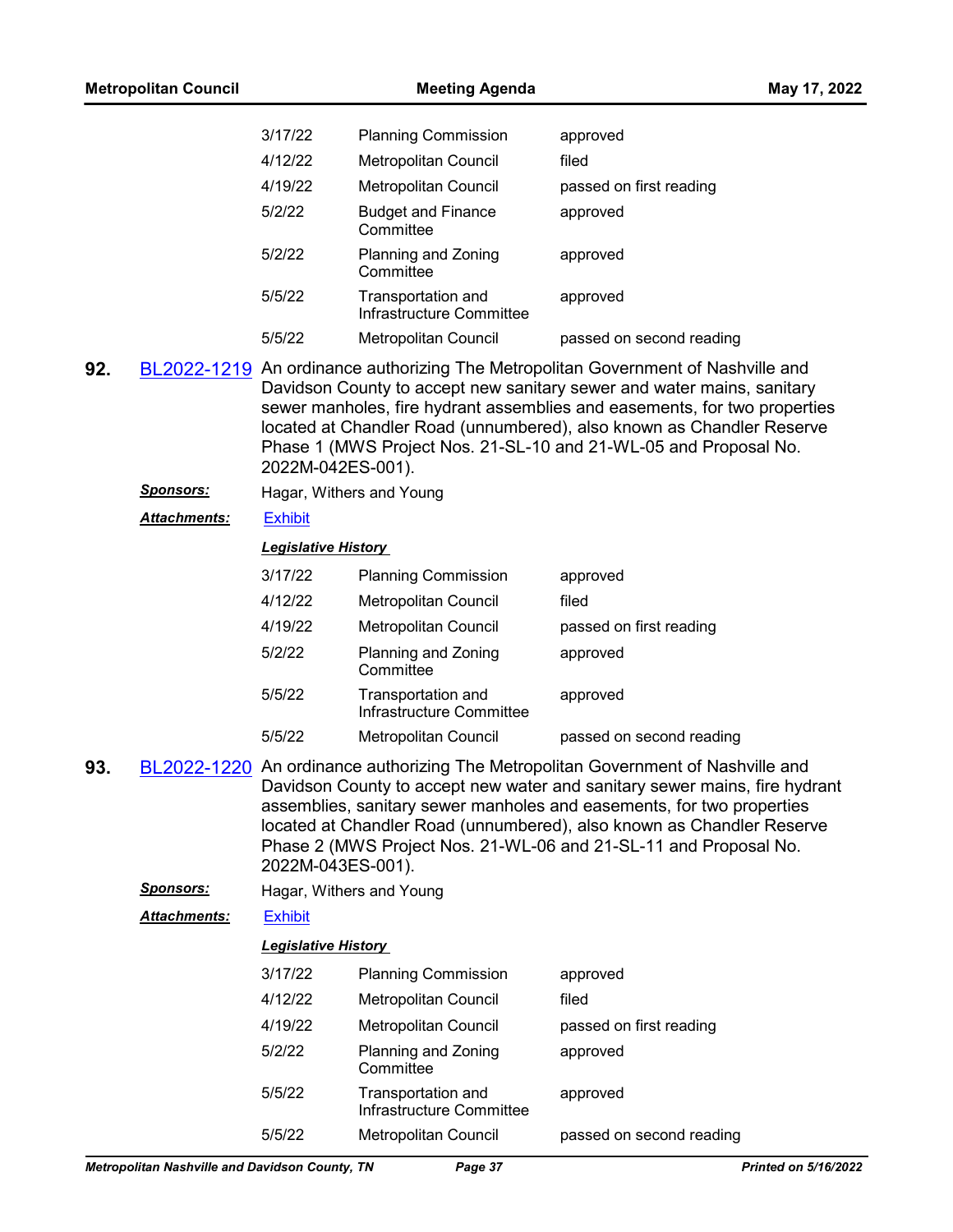| | | |
|---|---|---|
| 3/17/22 | Planning Commission | approved |
| 4/12/22 | Metropolitan Council | filed |
| 4/19/22 | Metropolitan Council | passed on first reading |
| 5/2/22 | Budget and Finance Committee | approved |
| 5/2/22 | Planning and Zoning Committee | approved |
| 5/5/22 | Transportation and Infrastructure Committee | approved |
| 5/5/22 | Metropolitan Council | passed on second reading |

**92.** BL2022-1219 An ordinance authorizing The Metropolitan Government of Nashville and Davidson County to accept new sanitary sewer and water mains, sanitary sewer manholes, fire hydrant assemblies and easements, for two properties located at Chandler Road (unnumbered), also known as Chandler Reserve Phase 1 (MWS Project Nos. 21-SL-10 and 21-WL-05 and Proposal No. 2022M-042ES-001).

***Sponsors:*** Hagar, Withers and Young

***Attachments:*** Exhibit

***Legislative History***

| | | |
|---|---|---|
| 3/17/22 | Planning Commission | approved |
| 4/12/22 | Metropolitan Council | filed |
| 4/19/22 | Metropolitan Council | passed on first reading |
| 5/2/22 | Planning and Zoning Committee | approved |
| 5/5/22 | Transportation and Infrastructure Committee | approved |
| 5/5/22 | Metropolitan Council | passed on second reading |

**93.** BL2022-1220 An ordinance authorizing The Metropolitan Government of Nashville and Davidson County to accept new water and sanitary sewer mains, fire hydrant assemblies, sanitary sewer manholes and easements, for two properties located at Chandler Road (unnumbered), also known as Chandler Reserve Phase 2 (MWS Project Nos. 21-WL-06 and 21-SL-11 and Proposal No. 2022M-043ES-001).

***Sponsors:*** Hagar, Withers and Young

***Attachments:*** Exhibit

***Legislative History***

| | | |
|---|---|---|
| 3/17/22 | Planning Commission | approved |
| 4/12/22 | Metropolitan Council | filed |
| 4/19/22 | Metropolitan Council | passed on first reading |
| 5/2/22 | Planning and Zoning Committee | approved |
| 5/5/22 | Transportation and Infrastructure Committee | approved |
| 5/5/22 | Metropolitan Council | passed on second reading |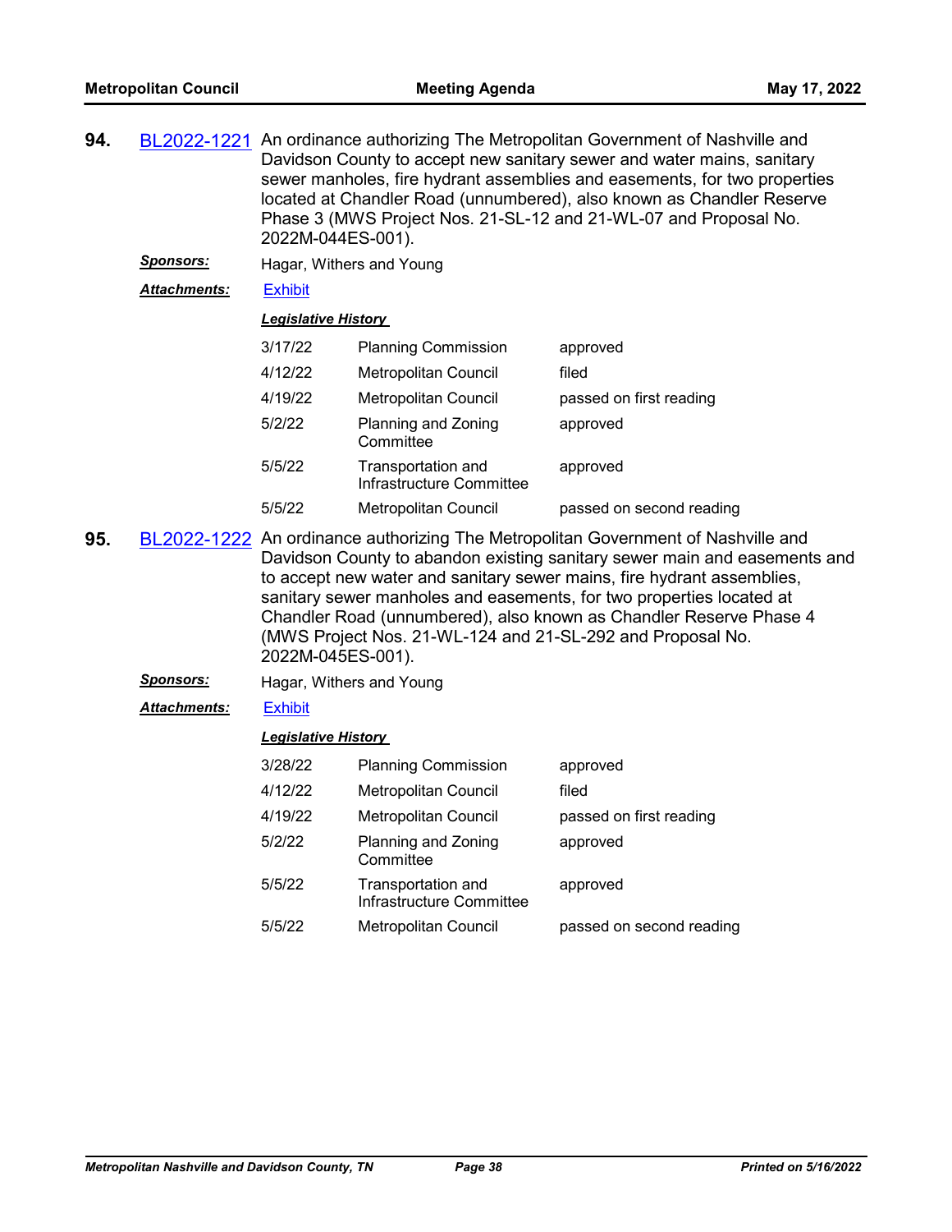**94.** BL2022-1221 An ordinance authorizing The Metropolitan Government of Nashville and Davidson County to accept new sanitary sewer and water mains, sanitary sewer manholes, fire hydrant assemblies and easements, for two properties located at Chandler Road (unnumbered), also known as Chandler Reserve Phase 3 (MWS Project Nos. 21-SL-12 and 21-WL-07 and Proposal No. 2022M-044ES-001).

***Sponsors:*** Hagar, Withers and Young

***Attachments:*** Exhibit

***Legislative History***

| | | |
|---|---|---|
| 3/17/22 | Planning Commission | approved |
| 4/12/22 | Metropolitan Council | filed |
| 4/19/22 | Metropolitan Council | passed on first reading |
| 5/2/22 | Planning and Zoning Committee | approved |
| 5/5/22 | Transportation and Infrastructure Committee | approved |
| 5/5/22 | Metropolitan Council | passed on second reading |

**95.** BL2022-1222 An ordinance authorizing The Metropolitan Government of Nashville and Davidson County to abandon existing sanitary sewer main and easements and to accept new water and sanitary sewer mains, fire hydrant assemblies, sanitary sewer manholes and easements, for two properties located at Chandler Road (unnumbered), also known as Chandler Reserve Phase 4 (MWS Project Nos. 21-WL-124 and 21-SL-292 and Proposal No. 2022M-045ES-001).

***Sponsors:*** Hagar, Withers and Young

***Attachments:*** Exhibit

***Legislative History***

| | | |
|---|---|---|
| 3/28/22 | Planning Commission | approved |
| 4/12/22 | Metropolitan Council | filed |
| 4/19/22 | Metropolitan Council | passed on first reading |
| 5/2/22 | Planning and Zoning Committee | approved |
| 5/5/22 | Transportation and Infrastructure Committee | approved |
| 5/5/22 | Metropolitan Council | passed on second reading |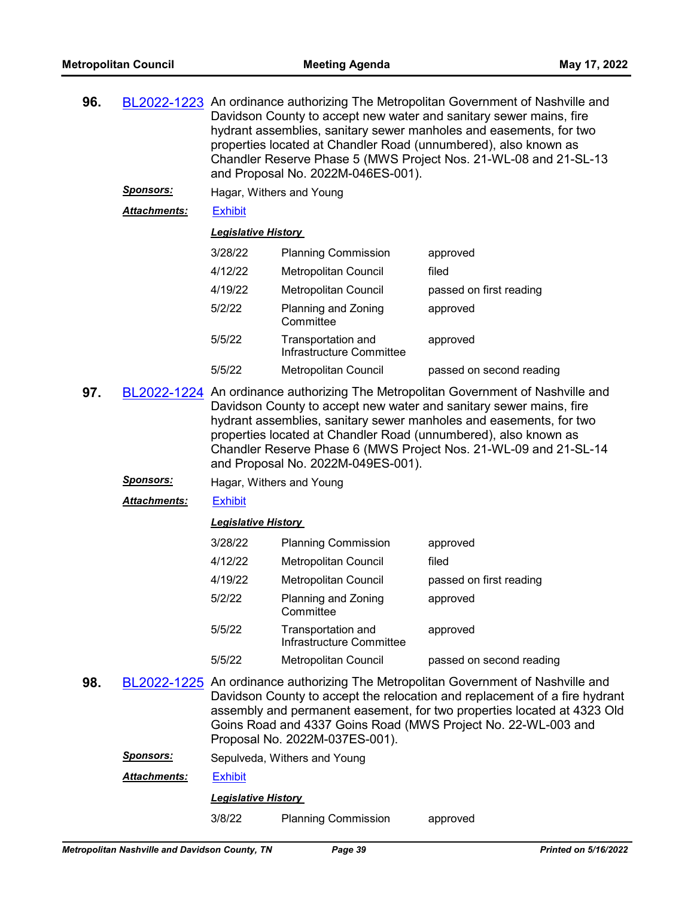**96.** BL2022-1223 An ordinance authorizing The Metropolitan Government of Nashville and Davidson County to accept new water and sanitary sewer mains, fire hydrant assemblies, sanitary sewer manholes and easements, for two properties located at Chandler Road (unnumbered), also known as Chandler Reserve Phase 5 (MWS Project Nos. 21-WL-08 and 21-SL-13 and Proposal No. 2022M-046ES-001).

***Sponsors:*** Hagar, Withers and Young

***Attachments:*** Exhibit

***Legislative History***

| | | |
|---|---|---|
| 3/28/22 | Planning Commission | approved |
| 4/12/22 | Metropolitan Council | filed |
| 4/19/22 | Metropolitan Council | passed on first reading |
| 5/2/22 | Planning and Zoning Committee | approved |
| 5/5/22 | Transportation and Infrastructure Committee | approved |
| 5/5/22 | Metropolitan Council | passed on second reading |

**97.** BL2022-1224 An ordinance authorizing The Metropolitan Government of Nashville and Davidson County to accept new water and sanitary sewer mains, fire hydrant assemblies, sanitary sewer manholes and easements, for two properties located at Chandler Road (unnumbered), also known as Chandler Reserve Phase 6 (MWS Project Nos. 21-WL-09 and 21-SL-14 and Proposal No. 2022M-049ES-001).

***Sponsors:*** Hagar, Withers and Young

***Attachments:*** Exhibit

***Legislative History***

| | | |
|---|---|---|
| 3/28/22 | Planning Commission | approved |
| 4/12/22 | Metropolitan Council | filed |
| 4/19/22 | Metropolitan Council | passed on first reading |
| 5/2/22 | Planning and Zoning Committee | approved |
| 5/5/22 | Transportation and Infrastructure Committee | approved |
| 5/5/22 | Metropolitan Council | passed on second reading |

**98.** BL2022-1225 An ordinance authorizing The Metropolitan Government of Nashville and Davidson County to accept the relocation and replacement of a fire hydrant assembly and permanent easement, for two properties located at 4323 Old Goins Road and 4337 Goins Road (MWS Project No. 22-WL-003 and Proposal No. 2022M-037ES-001).

***Sponsors:*** Sepulveda, Withers and Young

***Attachments:*** Exhibit

***Legislative History***

| | | |
|---|---|---|
| 3/8/22 | Planning Commission | approved |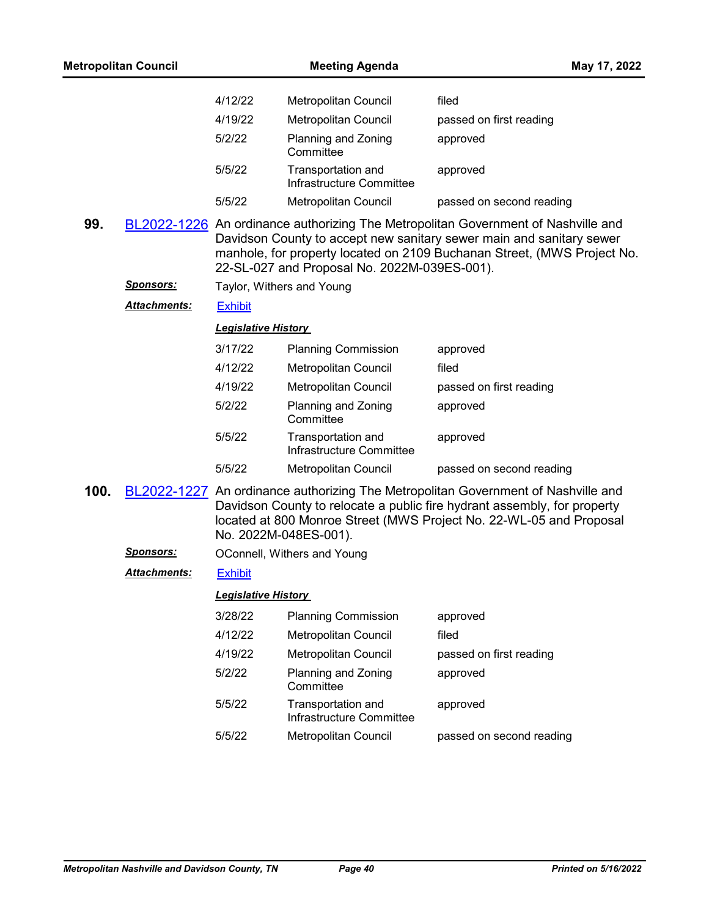| | | |
|---|---|---|
| 4/12/22 | Metropolitan Council | filed |
| 4/19/22 | Metropolitan Council | passed on first reading |
| 5/2/22 | Planning and Zoning Committee | approved |
| 5/5/22 | Transportation and Infrastructure Committee | approved |
| 5/5/22 | Metropolitan Council | passed on second reading |

**99.** BL2022-1226 An ordinance authorizing The Metropolitan Government of Nashville and Davidson County to accept new sanitary sewer main and sanitary sewer manhole, for property located on 2109 Buchanan Street, (MWS Project No. 22-SL-027 and Proposal No. 2022M-039ES-001).

***Sponsors:*** Taylor, Withers and Young

***Attachments:*** Exhibit

***Legislative History***

| | | |
|---|---|---|
| 3/17/22 | Planning Commission | approved |
| 4/12/22 | Metropolitan Council | filed |
| 4/19/22 | Metropolitan Council | passed on first reading |
| 5/2/22 | Planning and Zoning Committee | approved |
| 5/5/22 | Transportation and Infrastructure Committee | approved |
| 5/5/22 | Metropolitan Council | passed on second reading |

**100.** BL2022-1227 An ordinance authorizing The Metropolitan Government of Nashville and Davidson County to relocate a public fire hydrant assembly, for property located at 800 Monroe Street (MWS Project No. 22-WL-05 and Proposal No. 2022M-048ES-001).

***Sponsors:*** OConnell, Withers and Young

***Attachments:*** Exhibit

***Legislative History***

| | | |
|---|---|---|
| 3/28/22 | Planning Commission | approved |
| 4/12/22 | Metropolitan Council | filed |
| 4/19/22 | Metropolitan Council | passed on first reading |
| 5/2/22 | Planning and Zoning Committee | approved |
| 5/5/22 | Transportation and Infrastructure Committee | approved |
| 5/5/22 | Metropolitan Council | passed on second reading |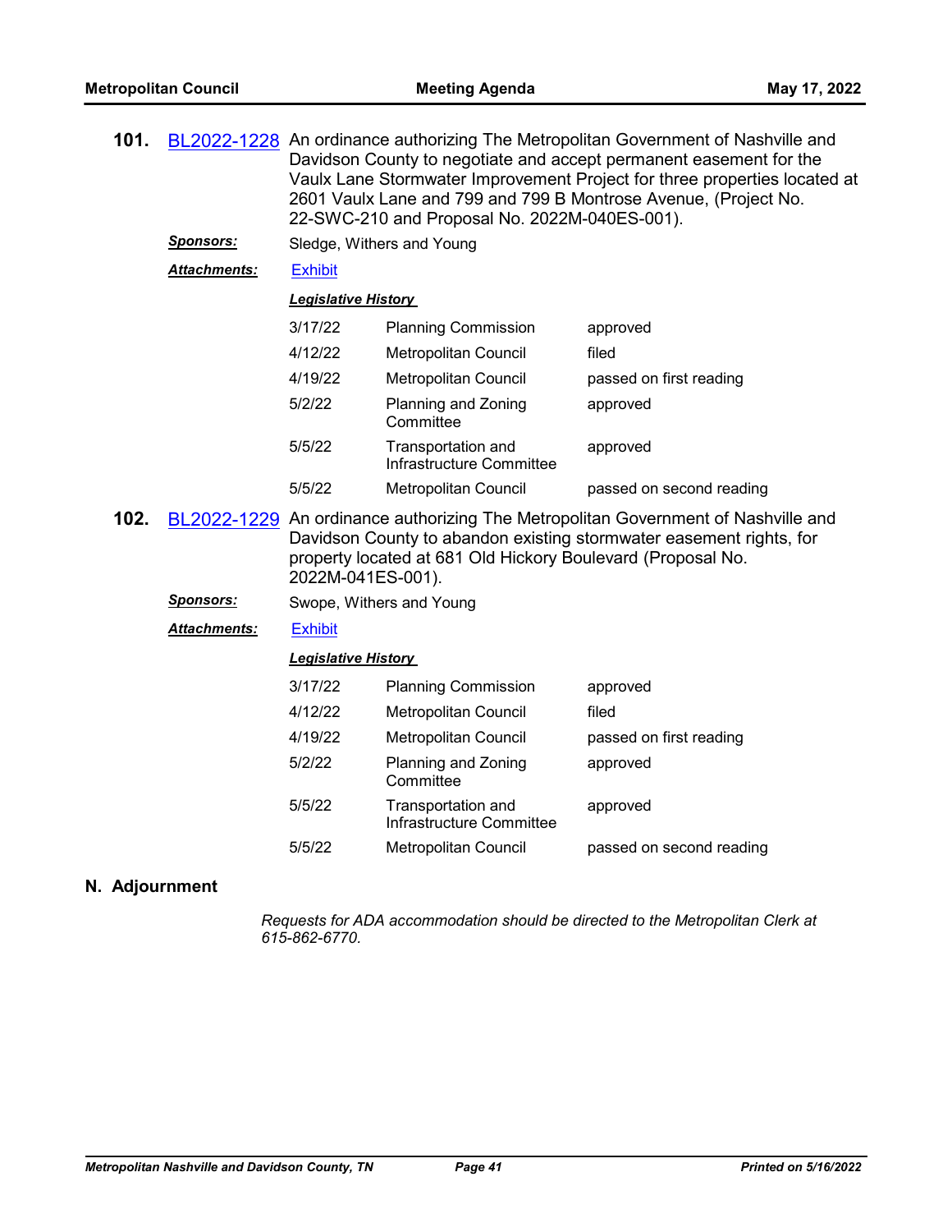**101.** BL2022-1228 An ordinance authorizing The Metropolitan Government of Nashville and Davidson County to negotiate and accept permanent easement for the Vaulx Lane Stormwater Improvement Project for three properties located at 2601 Vaulx Lane and 799 and 799 B Montrose Avenue, (Project No. 22-SWC-210 and Proposal No. 2022M-040ES-001).

***Sponsors:*** Sledge, Withers and Young

***Attachments:*** Exhibit

***Legislative History***

| | | |
|---|---|---|
| 3/17/22 | Planning Commission | approved |
| 4/12/22 | Metropolitan Council | filed |
| 4/19/22 | Metropolitan Council | passed on first reading |
| 5/2/22 | Planning and Zoning Committee | approved |
| 5/5/22 | Transportation and Infrastructure Committee | approved |
| 5/5/22 | Metropolitan Council | passed on second reading |

**102.** BL2022-1229 An ordinance authorizing The Metropolitan Government of Nashville and Davidson County to abandon existing stormwater easement rights, for property located at 681 Old Hickory Boulevard (Proposal No. 2022M-041ES-001).

***Sponsors:*** Swope, Withers and Young

***Attachments:*** Exhibit

***Legislative History***

| | | |
|---|---|---|
| 3/17/22 | Planning Commission | approved |
| 4/12/22 | Metropolitan Council | filed |
| 4/19/22 | Metropolitan Council | passed on first reading |
| 5/2/22 | Planning and Zoning Committee | approved |
| 5/5/22 | Transportation and Infrastructure Committee | approved |
| 5/5/22 | Metropolitan Council | passed on second reading |

## N. Adjournment

*Requests for ADA accommodation should be directed to the Metropolitan Clerk at 615-862-6770.*